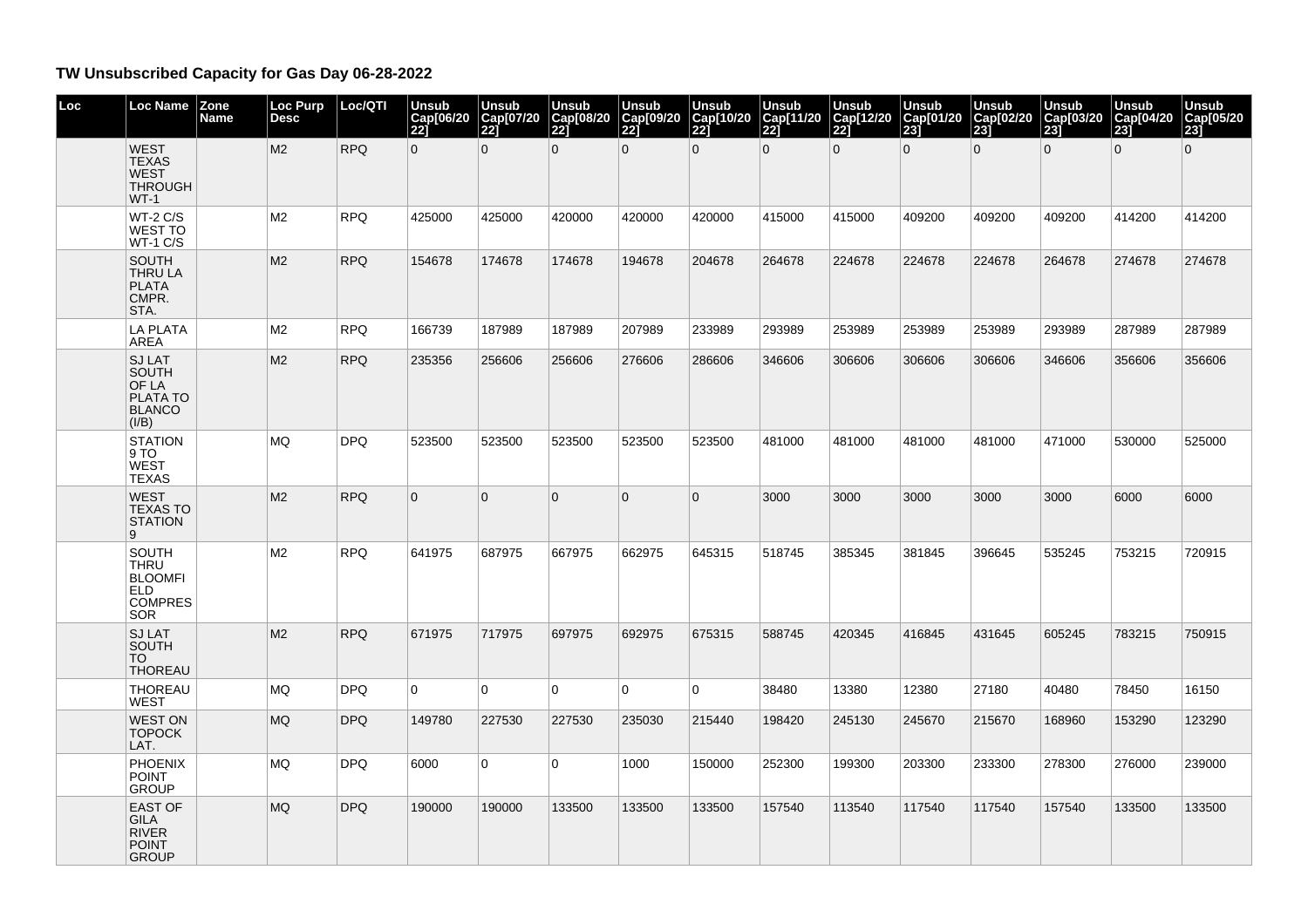# TW Unsubscribed Capacity for Gas Day 06-28-2022

| Loc | Loc Name | Zone Name | Loc Purp Desc | Loc/QTI | Unsub Cap[06/2022] | Unsub Cap[07/2022] | Unsub Cap[08/2022] | Unsub Cap[09/2022] | Unsub Cap[10/2022] | Unsub Cap[11/2022] | Unsub Cap[12/2022] | Unsub Cap[01/2023] | Unsub Cap[02/2023] | Unsub Cap[03/2023] | Unsub Cap[04/2023] | Unsub Cap[05/2023] |
|---|---|---|---|---|---|---|---|---|---|---|---|---|---|---|---|---|
| | WEST TEXAS WEST THROUGH WT-1 | | M2 | RPQ | 0 | 0 | 0 | 0 | 0 | 0 | 0 | 0 | 0 | 0 | 0 | 0 |
| | WT-2 C/S WEST TO WT-1 C/S | | M2 | RPQ | 425000 | 425000 | 420000 | 420000 | 420000 | 415000 | 415000 | 409200 | 409200 | 409200 | 414200 | 414200 |
| | SOUTH THRU LA PLATA CMPR. STA. | | M2 | RPQ | 154678 | 174678 | 174678 | 194678 | 204678 | 264678 | 224678 | 224678 | 224678 | 264678 | 274678 | 274678 |
| | LA PLATA AREA | | M2 | RPQ | 166739 | 187989 | 187989 | 207989 | 233989 | 293989 | 253989 | 253989 | 253989 | 293989 | 287989 | 287989 |
| | SJ LAT SOUTH OF LA PLATA TO BLANCO (I/B) | | M2 | RPQ | 235356 | 256606 | 256606 | 276606 | 286606 | 346606 | 306606 | 306606 | 306606 | 346606 | 356606 | 356606 |
| | STATION 9 TO WEST TEXAS | | MQ | DPQ | 523500 | 523500 | 523500 | 523500 | 523500 | 481000 | 481000 | 481000 | 481000 | 471000 | 530000 | 525000 |
| | WEST TEXAS TO STATION 9 | | M2 | RPQ | 0 | 0 | 0 | 0 | 0 | 3000 | 3000 | 3000 | 3000 | 3000 | 6000 | 6000 |
| | SOUTH THRU BLOOMFIELD COMPRESSOR | | M2 | RPQ | 641975 | 687975 | 667975 | 662975 | 645315 | 518745 | 385345 | 381845 | 396645 | 535245 | 753215 | 720915 |
| | SJ LAT SOUTH TO THOREAU | | M2 | RPQ | 671975 | 717975 | 697975 | 692975 | 675315 | 588745 | 420345 | 416845 | 431645 | 605245 | 783215 | 750915 |
| | THOREAU WEST | | MQ | DPQ | 0 | 0 | 0 | 0 | 0 | 38480 | 13380 | 12380 | 27180 | 40480 | 78450 | 16150 |
| | WEST ON TOPOCK LAT. | | MQ | DPQ | 149780 | 227530 | 227530 | 235030 | 215440 | 198420 | 245130 | 245670 | 215670 | 168960 | 153290 | 123290 |
| | PHOENIX POINT GROUP | | MQ | DPQ | 6000 | 0 | 0 | 1000 | 150000 | 252300 | 199300 | 203300 | 233300 | 278300 | 276000 | 239000 |
| | EAST OF GILA RIVER POINT GROUP | | MQ | DPQ | 190000 | 190000 | 133500 | 133500 | 133500 | 157540 | 113540 | 117540 | 117540 | 157540 | 133500 | 133500 |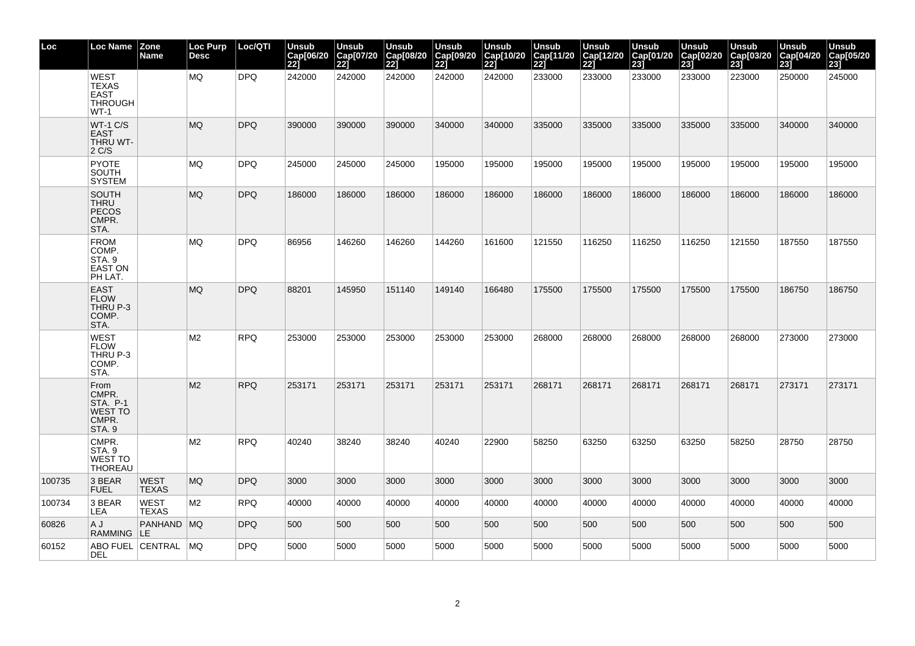| Loc | Loc Name | Zone Name | Loc Purp Desc | Loc/QTI | Unsub Cap[06/2022] | Unsub Cap[07/2022] | Unsub Cap[08/2022] | Unsub Cap[09/2022] | Unsub Cap[10/2022] | Unsub Cap[11/2022] | Unsub Cap[12/2022] | Unsub Cap[01/2023] | Unsub Cap[02/2023] | Unsub Cap[03/2023] | Unsub Cap[04/2023] | Unsub Cap[05/2023] |
|---|---|---|---|---|---|---|---|---|---|---|---|---|---|---|---|---|
| | WEST TEXAS EAST THROUGH WT-1 | | MQ | DPQ | 242000 | 242000 | 242000 | 242000 | 242000 | 233000 | 233000 | 233000 | 233000 | 223000 | 250000 | 245000 |
| | WT-1 C/S EAST THRU WT-2 C/S | | MQ | DPQ | 390000 | 390000 | 390000 | 340000 | 340000 | 335000 | 335000 | 335000 | 335000 | 335000 | 340000 | 340000 |
| | PYOTE SOUTH SYSTEM | | MQ | DPQ | 245000 | 245000 | 245000 | 195000 | 195000 | 195000 | 195000 | 195000 | 195000 | 195000 | 195000 | 195000 |
| | SOUTH THRU PECOS CMPR. STA. | | MQ | DPQ | 186000 | 186000 | 186000 | 186000 | 186000 | 186000 | 186000 | 186000 | 186000 | 186000 | 186000 | 186000 |
| | FROM COMP. STA. 9 EAST ON PH LAT. | | MQ | DPQ | 86956 | 146260 | 146260 | 144260 | 161600 | 121550 | 116250 | 116250 | 116250 | 121550 | 187550 | 187550 |
| | EAST FLOW THRU P-3 COMP. STA. | | MQ | DPQ | 88201 | 145950 | 151140 | 149140 | 166480 | 175500 | 175500 | 175500 | 175500 | 175500 | 186750 | 186750 |
| | WEST FLOW THRU P-3 COMP. STA. | | M2 | RPQ | 253000 | 253000 | 253000 | 253000 | 253000 | 268000 | 268000 | 268000 | 268000 | 268000 | 273000 | 273000 |
| | From CMPR. STA. P-1 WEST TO CMPR. STA. 9 | | M2 | RPQ | 253171 | 253171 | 253171 | 253171 | 253171 | 268171 | 268171 | 268171 | 268171 | 268171 | 273171 | 273171 |
| | CMPR. STA. 9 WEST TO THOREAU | | M2 | RPQ | 40240 | 38240 | 38240 | 40240 | 22900 | 58250 | 63250 | 63250 | 63250 | 58250 | 28750 | 28750 |
| 100735 | 3 BEAR FUEL | WEST TEXAS | MQ | DPQ | 3000 | 3000 | 3000 | 3000 | 3000 | 3000 | 3000 | 3000 | 3000 | 3000 | 3000 | 3000 |
| 100734 | 3 BEAR LEA | WEST TEXAS | M2 | RPQ | 40000 | 40000 | 40000 | 40000 | 40000 | 40000 | 40000 | 40000 | 40000 | 40000 | 40000 | 40000 |
| 60826 | A J RAMMING | PANHANDLE | MQ | DPQ | 500 | 500 | 500 | 500 | 500 | 500 | 500 | 500 | 500 | 500 | 500 | 500 |
| 60152 | ABO FUEL DEL | CENTRAL | MQ | DPQ | 5000 | 5000 | 5000 | 5000 | 5000 | 5000 | 5000 | 5000 | 5000 | 5000 | 5000 | 5000 |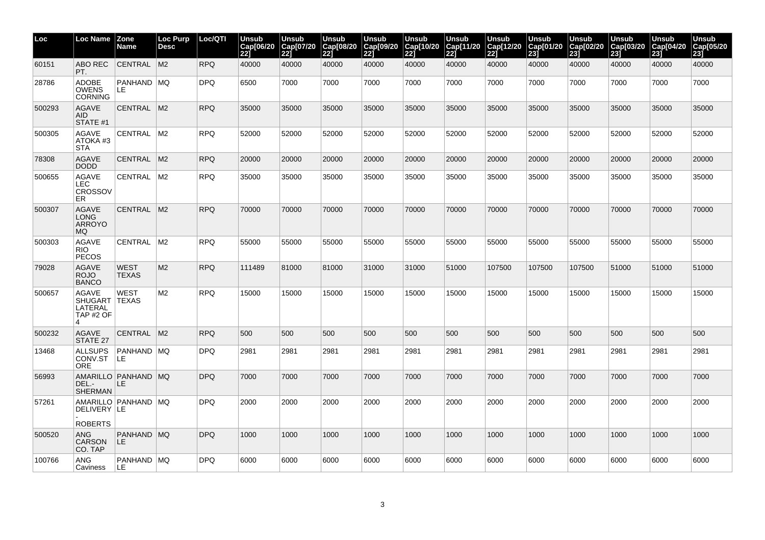| Loc | Loc Name | Zone Name | Loc Purp Desc | Loc/QTI | Unsub Cap[06/2022] | Unsub Cap[07/2022] | Unsub Cap[08/2022] | Unsub Cap[09/2022] | Unsub Cap[10/2022] | Unsub Cap[11/2022] | Unsub Cap[12/2022] | Unsub Cap[01/2023] | Unsub Cap[02/2023] | Unsub Cap[03/2023] | Unsub Cap[04/2023] | Unsub Cap[05/2023] |
|---|---|---|---|---|---|---|---|---|---|---|---|---|---|---|---|---|
| 60151 | ABO REC PT. | CENTRAL | M2 | RPQ | 40000 | 40000 | 40000 | 40000 | 40000 | 40000 | 40000 | 40000 | 40000 | 40000 | 40000 | 40000 |
| 28786 | ADOBE OWENS CORNING | PANHANDLE | MQ | DPQ | 6500 | 7000 | 7000 | 7000 | 7000 | 7000 | 7000 | 7000 | 7000 | 7000 | 7000 | 7000 |
| 500293 | AGAVE AID STATE #1 | CENTRAL | M2 | RPQ | 35000 | 35000 | 35000 | 35000 | 35000 | 35000 | 35000 | 35000 | 35000 | 35000 | 35000 | 35000 |
| 500305 | AGAVE ATOKA #3 STA | CENTRAL | M2 | RPQ | 52000 | 52000 | 52000 | 52000 | 52000 | 52000 | 52000 | 52000 | 52000 | 52000 | 52000 | 52000 |
| 78308 | AGAVE DODD | CENTRAL | M2 | RPQ | 20000 | 20000 | 20000 | 20000 | 20000 | 20000 | 20000 | 20000 | 20000 | 20000 | 20000 | 20000 |
| 500655 | AGAVE LEC CROSSOVER | CENTRAL | M2 | RPQ | 35000 | 35000 | 35000 | 35000 | 35000 | 35000 | 35000 | 35000 | 35000 | 35000 | 35000 | 35000 |
| 500307 | AGAVE LONG ARROYO MQ | CENTRAL | M2 | RPQ | 70000 | 70000 | 70000 | 70000 | 70000 | 70000 | 70000 | 70000 | 70000 | 70000 | 70000 | 70000 |
| 500303 | AGAVE RIO PECOS | CENTRAL | M2 | RPQ | 55000 | 55000 | 55000 | 55000 | 55000 | 55000 | 55000 | 55000 | 55000 | 55000 | 55000 | 55000 |
| 79028 | AGAVE ROJO BANCO | WEST TEXAS | M2 | RPQ | 111489 | 81000 | 81000 | 31000 | 31000 | 51000 | 107500 | 107500 | 107500 | 51000 | 51000 | 51000 |
| 500657 | AGAVE SHUGART LATERAL TAP #2 OF 4 | WEST TEXAS | M2 | RPQ | 15000 | 15000 | 15000 | 15000 | 15000 | 15000 | 15000 | 15000 | 15000 | 15000 | 15000 | 15000 |
| 500232 | AGAVE STATE 27 | CENTRAL | M2 | RPQ | 500 | 500 | 500 | 500 | 500 | 500 | 500 | 500 | 500 | 500 | 500 | 500 |
| 13468 | ALLSUPS CONV.STORE | PANHANDLE | MQ | DPQ | 2981 | 2981 | 2981 | 2981 | 2981 | 2981 | 2981 | 2981 | 2981 | 2981 | 2981 | 2981 |
| 56993 | AMARILLO DEL.-SHERMAN | PANHANDLE | MQ | DPQ | 7000 | 7000 | 7000 | 7000 | 7000 | 7000 | 7000 | 7000 | 7000 | 7000 | 7000 | 7000 |
| 57261 | AMARILLO DELIVERY - ROBERTS | PANHANDLE | MQ | DPQ | 2000 | 2000 | 2000 | 2000 | 2000 | 2000 | 2000 | 2000 | 2000 | 2000 | 2000 | 2000 |
| 500520 | ANG CARSON CO. TAP | PANHANDLE | MQ | DPQ | 1000 | 1000 | 1000 | 1000 | 1000 | 1000 | 1000 | 1000 | 1000 | 1000 | 1000 | 1000 |
| 100766 | ANG Caviness | PANHANDLE | MQ | DPQ | 6000 | 6000 | 6000 | 6000 | 6000 | 6000 | 6000 | 6000 | 6000 | 6000 | 6000 | 6000 |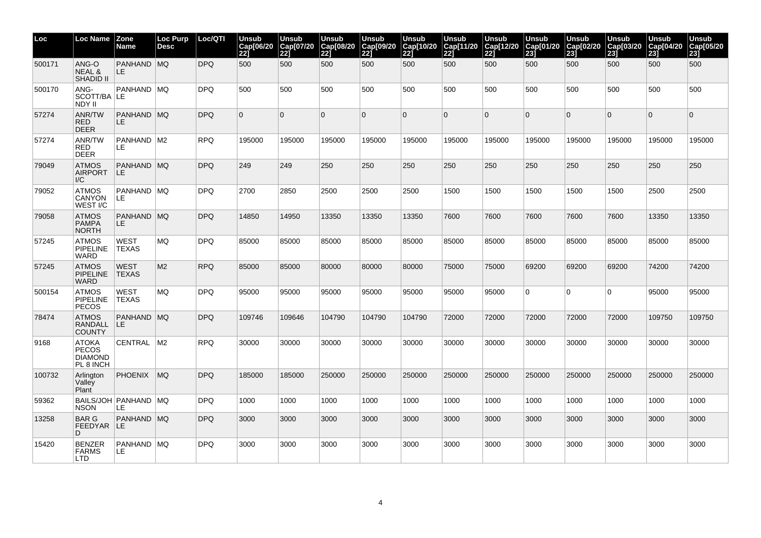| Loc | Loc Name | Zone Name | Loc Purp Desc | Loc/QTI | Unsub Cap[06/2022] | Unsub Cap[07/2022] | Unsub Cap[08/2022] | Unsub Cap[09/2022] | Unsub Cap[10/2022] | Unsub Cap[11/2022] | Unsub Cap[12/2022] | Unsub Cap[01/2023] | Unsub Cap[02/2023] | Unsub Cap[03/2023] | Unsub Cap[04/2023] | Unsub Cap[05/2023] |
|---|---|---|---|---|---|---|---|---|---|---|---|---|---|---|---|---|
| 500171 | ANG-O NEAL & SHADID II | PANHANDLE | MQ | DPQ | 500 | 500 | 500 | 500 | 500 | 500 | 500 | 500 | 500 | 500 | 500 | 500 |
| 500170 | ANG-SCOTT/BANDY II | PANHANDLE | MQ | DPQ | 500 | 500 | 500 | 500 | 500 | 500 | 500 | 500 | 500 | 500 | 500 | 500 |
| 57274 | ANR/TW RED DEER | PANHANDLE | MQ | DPQ | 0 | 0 | 0 | 0 | 0 | 0 | 0 | 0 | 0 | 0 | 0 | 0 |
| 57274 | ANR/TW RED DEER | PANHANDLE | M2 | RPQ | 195000 | 195000 | 195000 | 195000 | 195000 | 195000 | 195000 | 195000 | 195000 | 195000 | 195000 | 195000 |
| 79049 | ATMOS AIRPORT I/C | PANHANDLE | MQ | DPQ | 249 | 249 | 250 | 250 | 250 | 250 | 250 | 250 | 250 | 250 | 250 | 250 |
| 79052 | ATMOS CANYON WEST I/C | PANHANDLE | MQ | DPQ | 2700 | 2850 | 2500 | 2500 | 2500 | 1500 | 1500 | 1500 | 1500 | 1500 | 2500 | 2500 |
| 79058 | ATMOS PAMPA NORTH | PANHANDLE | MQ | DPQ | 14850 | 14950 | 13350 | 13350 | 13350 | 7600 | 7600 | 7600 | 7600 | 7600 | 13350 | 13350 |
| 57245 | ATMOS PIPELINE WARD | WEST TEXAS | MQ | DPQ | 85000 | 85000 | 85000 | 85000 | 85000 | 85000 | 85000 | 85000 | 85000 | 85000 | 85000 | 85000 |
| 57245 | ATMOS PIPELINE WARD | WEST TEXAS | M2 | RPQ | 85000 | 85000 | 80000 | 80000 | 80000 | 75000 | 75000 | 69200 | 69200 | 69200 | 74200 | 74200 |
| 500154 | ATMOS PIPELINE PECOS | WEST TEXAS | MQ | DPQ | 95000 | 95000 | 95000 | 95000 | 95000 | 95000 | 95000 | 0 | 0 | 0 | 95000 | 95000 |
| 78474 | ATMOS RANDALL COUNTY | PANHANDLE | MQ | DPQ | 109746 | 109646 | 104790 | 104790 | 104790 | 72000 | 72000 | 72000 | 72000 | 72000 | 109750 | 109750 |
| 9168 | ATOKA PECOS DIAMOND PL 8 INCH | CENTRAL | M2 | RPQ | 30000 | 30000 | 30000 | 30000 | 30000 | 30000 | 30000 | 30000 | 30000 | 30000 | 30000 | 30000 |
| 100732 | Arlington Valley Plant | PHOENIX | MQ | DPQ | 185000 | 185000 | 250000 | 250000 | 250000 | 250000 | 250000 | 250000 | 250000 | 250000 | 250000 | 250000 |
| 59362 | BAILS/JOHNSON | PANHANDLE | MQ | DPQ | 1000 | 1000 | 1000 | 1000 | 1000 | 1000 | 1000 | 1000 | 1000 | 1000 | 1000 | 1000 |
| 13258 | BAR G FEEDYARD | PANHANDLE | MQ | DPQ | 3000 | 3000 | 3000 | 3000 | 3000 | 3000 | 3000 | 3000 | 3000 | 3000 | 3000 | 3000 |
| 15420 | BENZER FARMS LTD | PANHANDLE | MQ | DPQ | 3000 | 3000 | 3000 | 3000 | 3000 | 3000 | 3000 | 3000 | 3000 | 3000 | 3000 | 3000 |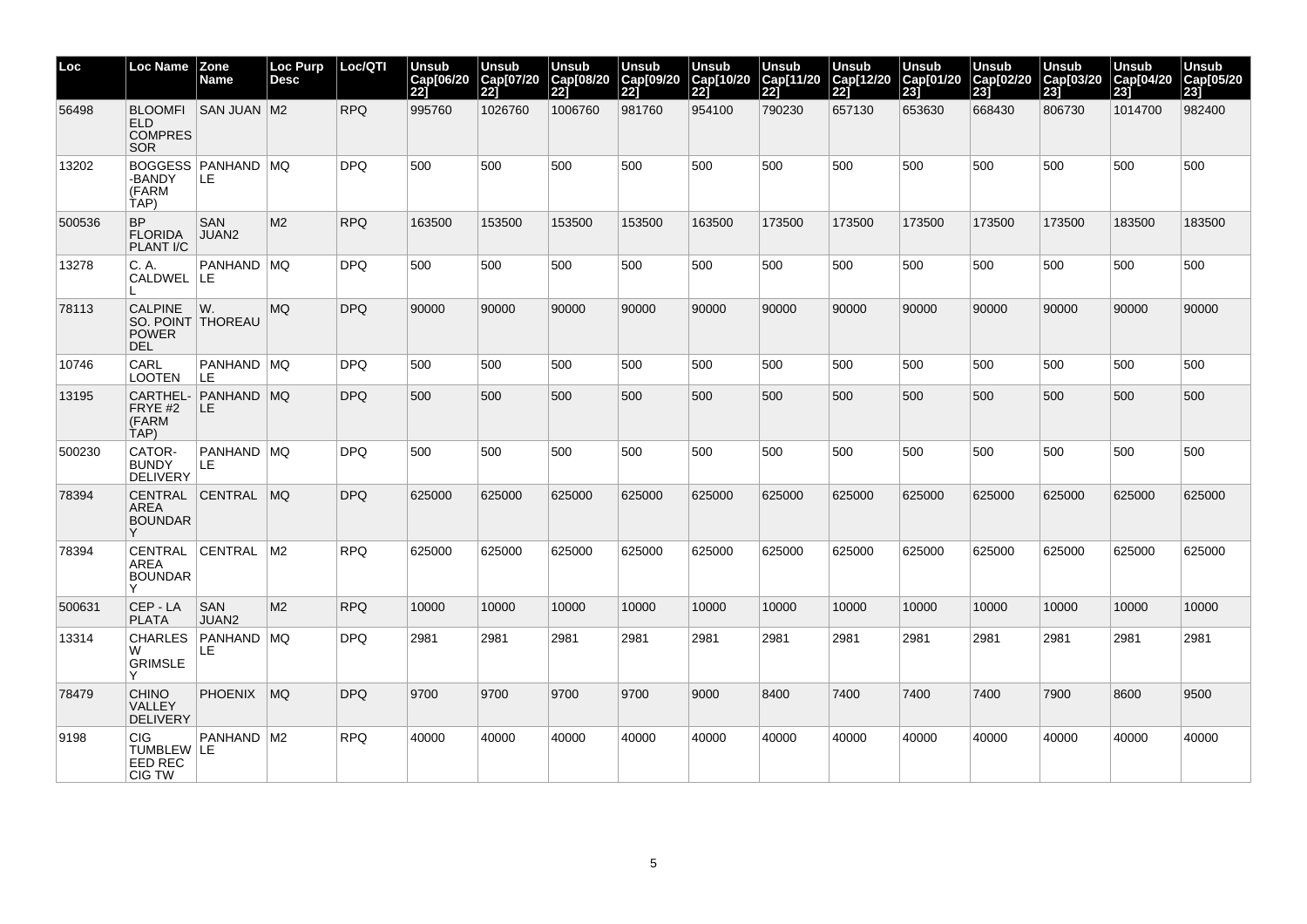| Loc | Loc Name | Zone Name | Loc Purp Desc | Loc/QTI | Unsub Cap[06/2022] | Unsub Cap[07/2022] | Unsub Cap[08/2022] | Unsub Cap[09/2022] | Unsub Cap[10/2022] | Unsub Cap[11/2022] | Unsub Cap[12/2022] | Unsub Cap[01/2023] | Unsub Cap[02/2023] | Unsub Cap[03/2023] | Unsub Cap[04/2023] | Unsub Cap[05/2023] |
|---|---|---|---|---|---|---|---|---|---|---|---|---|---|---|---|---|
| 56498 | BLOOMFIELD COMPRESSOR | SAN JUAN | M2 | RPQ | 995760 | 1026760 | 1006760 | 981760 | 954100 | 790230 | 657130 | 653630 | 668430 | 806730 | 1014700 | 982400 |
| 13202 | BOGGESS-BANDY (FARM TAP) | PANHANDLE | MQ | DPQ | 500 | 500 | 500 | 500 | 500 | 500 | 500 | 500 | 500 | 500 | 500 | 500 |
| 500536 | BP FLORIDA PLANT I/C | SAN JUAN2 | M2 | RPQ | 163500 | 153500 | 153500 | 153500 | 163500 | 173500 | 173500 | 173500 | 173500 | 173500 | 183500 | 183500 |
| 13278 | C. A. CALDWELL | PANHANDLE | MQ | DPQ | 500 | 500 | 500 | 500 | 500 | 500 | 500 | 500 | 500 | 500 | 500 | 500 |
| 78113 | CALPINE SO. POINT POWER DEL | W. THOREAU | MQ | DPQ | 90000 | 90000 | 90000 | 90000 | 90000 | 90000 | 90000 | 90000 | 90000 | 90000 | 90000 | 90000 |
| 10746 | CARL LOOTEN | PANHANDLE | MQ | DPQ | 500 | 500 | 500 | 500 | 500 | 500 | 500 | 500 | 500 | 500 | 500 | 500 |
| 13195 | CARTHEL-FRYE #2 (FARM TAP) | PANHANDLE | MQ | DPQ | 500 | 500 | 500 | 500 | 500 | 500 | 500 | 500 | 500 | 500 | 500 | 500 |
| 500230 | CATOR-BUNDY DELIVERY | PANHANDLE | MQ | DPQ | 500 | 500 | 500 | 500 | 500 | 500 | 500 | 500 | 500 | 500 | 500 | 500 |
| 78394 | CENTRAL AREA BOUNDARY | CENTRAL | MQ | DPQ | 625000 | 625000 | 625000 | 625000 | 625000 | 625000 | 625000 | 625000 | 625000 | 625000 | 625000 | 625000 |
| 78394 | CENTRAL AREA BOUNDARY | CENTRAL | M2 | RPQ | 625000 | 625000 | 625000 | 625000 | 625000 | 625000 | 625000 | 625000 | 625000 | 625000 | 625000 | 625000 |
| 500631 | CEP - LA PLATA | SAN JUAN2 | M2 | RPQ | 10000 | 10000 | 10000 | 10000 | 10000 | 10000 | 10000 | 10000 | 10000 | 10000 | 10000 | 10000 |
| 13314 | CHARLES W GRIMSLEY | PANHANDLE | MQ | DPQ | 2981 | 2981 | 2981 | 2981 | 2981 | 2981 | 2981 | 2981 | 2981 | 2981 | 2981 | 2981 |
| 78479 | CHINO VALLEY DELIVERY | PHOENIX | MQ | DPQ | 9700 | 9700 | 9700 | 9700 | 9000 | 8400 | 7400 | 7400 | 7400 | 7900 | 8600 | 9500 |
| 9198 | CIG TUMBLEWEED REC CIG TW | PANHANDLE | M2 | RPQ | 40000 | 40000 | 40000 | 40000 | 40000 | 40000 | 40000 | 40000 | 40000 | 40000 | 40000 | 40000 |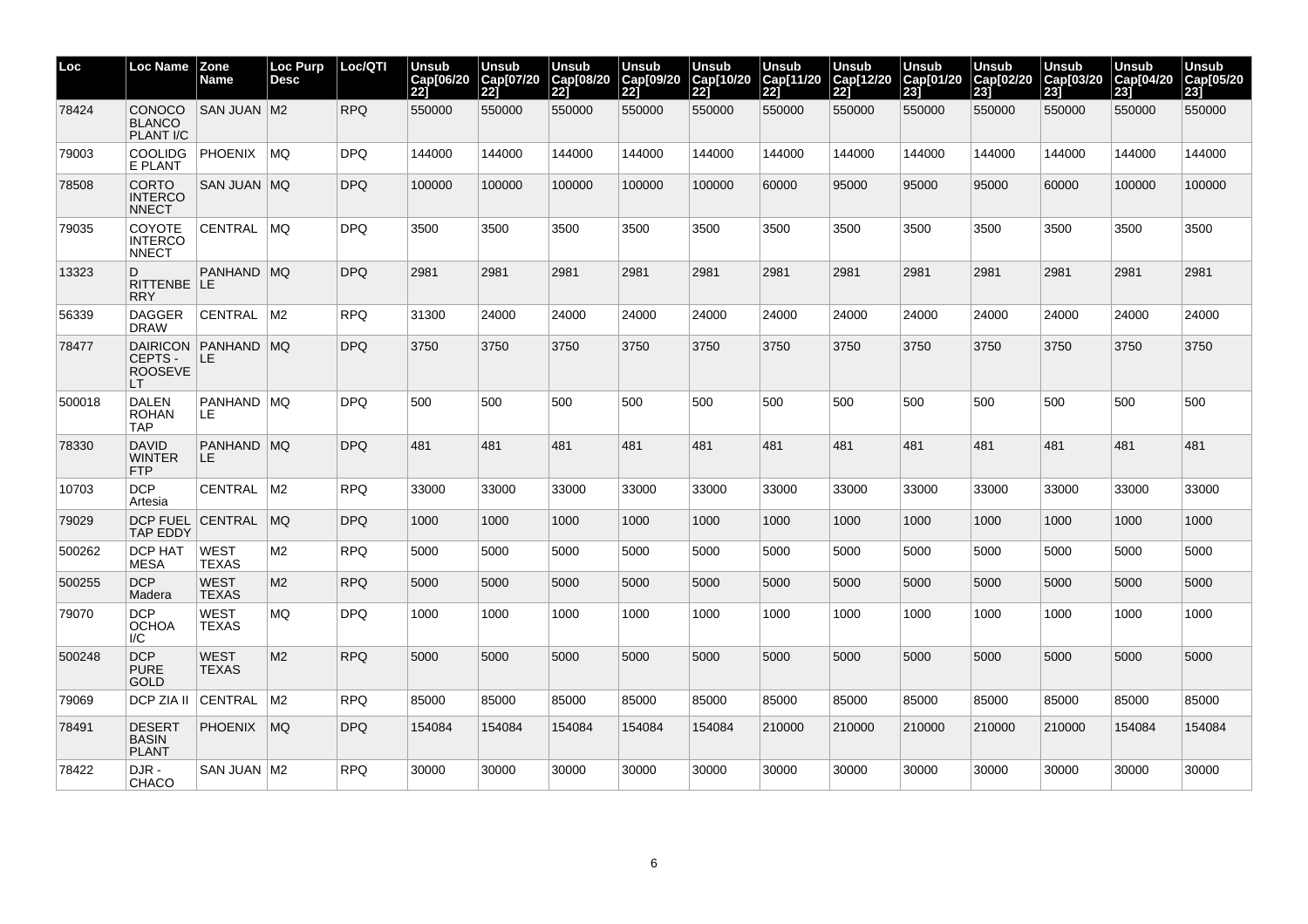| Loc | Loc Name | Zone Name | Loc Purp Desc | Loc/QTI | Unsub Cap[06/2022] | Unsub Cap[07/2022] | Unsub Cap[08/2022] | Unsub Cap[09/2022] | Unsub Cap[10/2022] | Unsub Cap[11/2022] | Unsub Cap[12/2022] | Unsub Cap[01/2023] | Unsub Cap[02/2023] | Unsub Cap[03/2023] | Unsub Cap[04/2023] | Unsub Cap[05/2023] |
|---|---|---|---|---|---|---|---|---|---|---|---|---|---|---|---|---|
| 78424 | CONOCO BLANCO PLANT I/C | SAN JUAN | M2 | RPQ | 550000 | 550000 | 550000 | 550000 | 550000 | 550000 | 550000 | 550000 | 550000 | 550000 | 550000 | 550000 |
| 79003 | COOLIDGE PLANT | PHOENIX | MQ | DPQ | 144000 | 144000 | 144000 | 144000 | 144000 | 144000 | 144000 | 144000 | 144000 | 144000 | 144000 | 144000 |
| 78508 | CORTO INTERCONNECT | SAN JUAN | MQ | DPQ | 100000 | 100000 | 100000 | 100000 | 100000 | 60000 | 95000 | 95000 | 95000 | 60000 | 100000 | 100000 |
| 79035 | COYOTE INTERCONNECT | CENTRAL | MQ | DPQ | 3500 | 3500 | 3500 | 3500 | 3500 | 3500 | 3500 | 3500 | 3500 | 3500 | 3500 | 3500 |
| 13323 | D RITTENBERRY | PANHANDLE | MQ | DPQ | 2981 | 2981 | 2981 | 2981 | 2981 | 2981 | 2981 | 2981 | 2981 | 2981 | 2981 | 2981 |
| 56339 | DAGGER DRAW | CENTRAL | M2 | RPQ | 31300 | 24000 | 24000 | 24000 | 24000 | 24000 | 24000 | 24000 | 24000 | 24000 | 24000 | 24000 |
| 78477 | DAIRICONCEPTS - ROOSEVELT | PANHANDLE | MQ | DPQ | 3750 | 3750 | 3750 | 3750 | 3750 | 3750 | 3750 | 3750 | 3750 | 3750 | 3750 | 3750 |
| 500018 | DALEN ROHAN TAP | PANHANDLE | MQ | DPQ | 500 | 500 | 500 | 500 | 500 | 500 | 500 | 500 | 500 | 500 | 500 | 500 |
| 78330 | DAVID WINTER FTP | PANHANDLE | MQ | DPQ | 481 | 481 | 481 | 481 | 481 | 481 | 481 | 481 | 481 | 481 | 481 | 481 |
| 10703 | DCP Artesia | CENTRAL | M2 | RPQ | 33000 | 33000 | 33000 | 33000 | 33000 | 33000 | 33000 | 33000 | 33000 | 33000 | 33000 | 33000 |
| 79029 | DCP FUEL TAP EDDY | CENTRAL | MQ | DPQ | 1000 | 1000 | 1000 | 1000 | 1000 | 1000 | 1000 | 1000 | 1000 | 1000 | 1000 | 1000 |
| 500262 | DCP HAT MESA | WEST TEXAS | M2 | RPQ | 5000 | 5000 | 5000 | 5000 | 5000 | 5000 | 5000 | 5000 | 5000 | 5000 | 5000 | 5000 |
| 500255 | DCP Madera | WEST TEXAS | M2 | RPQ | 5000 | 5000 | 5000 | 5000 | 5000 | 5000 | 5000 | 5000 | 5000 | 5000 | 5000 | 5000 |
| 79070 | DCP OCHOA I/C | WEST TEXAS | MQ | DPQ | 1000 | 1000 | 1000 | 1000 | 1000 | 1000 | 1000 | 1000 | 1000 | 1000 | 1000 | 1000 |
| 500248 | DCP PURE GOLD | WEST TEXAS | M2 | RPQ | 5000 | 5000 | 5000 | 5000 | 5000 | 5000 | 5000 | 5000 | 5000 | 5000 | 5000 | 5000 |
| 79069 | DCP ZIA II | CENTRAL | M2 | RPQ | 85000 | 85000 | 85000 | 85000 | 85000 | 85000 | 85000 | 85000 | 85000 | 85000 | 85000 | 85000 |
| 78491 | DESERT BASIN PLANT | PHOENIX | MQ | DPQ | 154084 | 154084 | 154084 | 154084 | 154084 | 210000 | 210000 | 210000 | 210000 | 210000 | 154084 | 154084 |
| 78422 | DJR - CHACO | SAN JUAN | M2 | RPQ | 30000 | 30000 | 30000 | 30000 | 30000 | 30000 | 30000 | 30000 | 30000 | 30000 | 30000 | 30000 |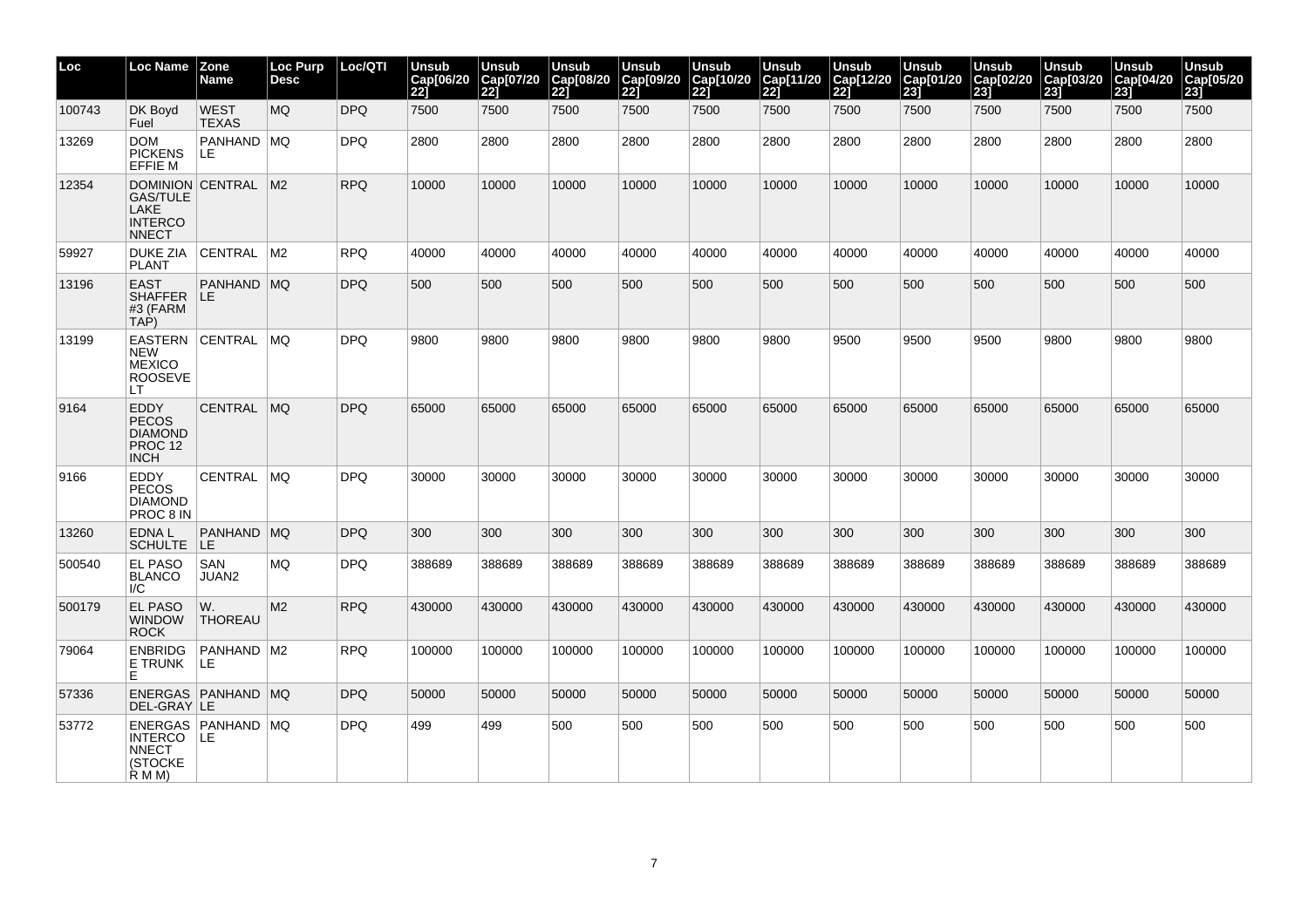| Loc | Loc Name | Zone Name | Loc Purp Desc | Loc/QTI | Unsub Cap[06/2022] | Unsub Cap[07/2022] | Unsub Cap[08/2022] | Unsub Cap[09/2022] | Unsub Cap[10/2022] | Unsub Cap[11/2022] | Unsub Cap[12/2022] | Unsub Cap[01/2023] | Unsub Cap[02/2023] | Unsub Cap[03/2023] | Unsub Cap[04/2023] | Unsub Cap[05/2023] |
|---|---|---|---|---|---|---|---|---|---|---|---|---|---|---|---|---|
| 100743 | DK Boyd Fuel | WEST TEXAS | MQ | DPQ | 7500 | 7500 | 7500 | 7500 | 7500 | 7500 | 7500 | 7500 | 7500 | 7500 | 7500 | 7500 |
| 13269 | DOM PICKENS EFFIE M | PANHANDLE | MQ | DPQ | 2800 | 2800 | 2800 | 2800 | 2800 | 2800 | 2800 | 2800 | 2800 | 2800 | 2800 | 2800 |
| 12354 | DOMINION GAS/TULE LAKE INTERCONNECT | CENTRAL | M2 | RPQ | 10000 | 10000 | 10000 | 10000 | 10000 | 10000 | 10000 | 10000 | 10000 | 10000 | 10000 | 10000 |
| 59927 | DUKE ZIA PLANT | CENTRAL | M2 | RPQ | 40000 | 40000 | 40000 | 40000 | 40000 | 40000 | 40000 | 40000 | 40000 | 40000 | 40000 | 40000 |
| 13196 | EAST SHAFFER #3 (FARM TAP) | PANHANDLE | MQ | DPQ | 500 | 500 | 500 | 500 | 500 | 500 | 500 | 500 | 500 | 500 | 500 | 500 |
| 13199 | EASTERN NEW MEXICO ROOSEVELT | CENTRAL | MQ | DPQ | 9800 | 9800 | 9800 | 9800 | 9800 | 9800 | 9500 | 9500 | 9500 | 9800 | 9800 | 9800 |
| 9164 | EDDY PECOS DIAMOND PROC 12 INCH | CENTRAL | MQ | DPQ | 65000 | 65000 | 65000 | 65000 | 65000 | 65000 | 65000 | 65000 | 65000 | 65000 | 65000 | 65000 |
| 9166 | EDDY PECOS DIAMOND PROC 8 IN | CENTRAL | MQ | DPQ | 30000 | 30000 | 30000 | 30000 | 30000 | 30000 | 30000 | 30000 | 30000 | 30000 | 30000 | 30000 |
| 13260 | EDNA L SCHULTE | PANHANDLE | MQ | DPQ | 300 | 300 | 300 | 300 | 300 | 300 | 300 | 300 | 300 | 300 | 300 | 300 |
| 500540 | EL PASO BLANCO I/C | SAN JUAN2 | MQ | DPQ | 388689 | 388689 | 388689 | 388689 | 388689 | 388689 | 388689 | 388689 | 388689 | 388689 | 388689 | 388689 |
| 500179 | EL PASO WINDOW ROCK | W. THOREAU | M2 | RPQ | 430000 | 430000 | 430000 | 430000 | 430000 | 430000 | 430000 | 430000 | 430000 | 430000 | 430000 | 430000 |
| 79064 | ENBRIDGE TRUNK E | PANHANDLE | M2 | RPQ | 100000 | 100000 | 100000 | 100000 | 100000 | 100000 | 100000 | 100000 | 100000 | 100000 | 100000 | 100000 |
| 57336 | ENERGAS DEL-GRAY | PANHANDLE | MQ | DPQ | 50000 | 50000 | 50000 | 50000 | 50000 | 50000 | 50000 | 50000 | 50000 | 50000 | 50000 | 50000 |
| 53772 | ENERGAS INTERCONNECT (STOCKER M M) | PANHANDLE | MQ | DPQ | 499 | 499 | 500 | 500 | 500 | 500 | 500 | 500 | 500 | 500 | 500 | 500 |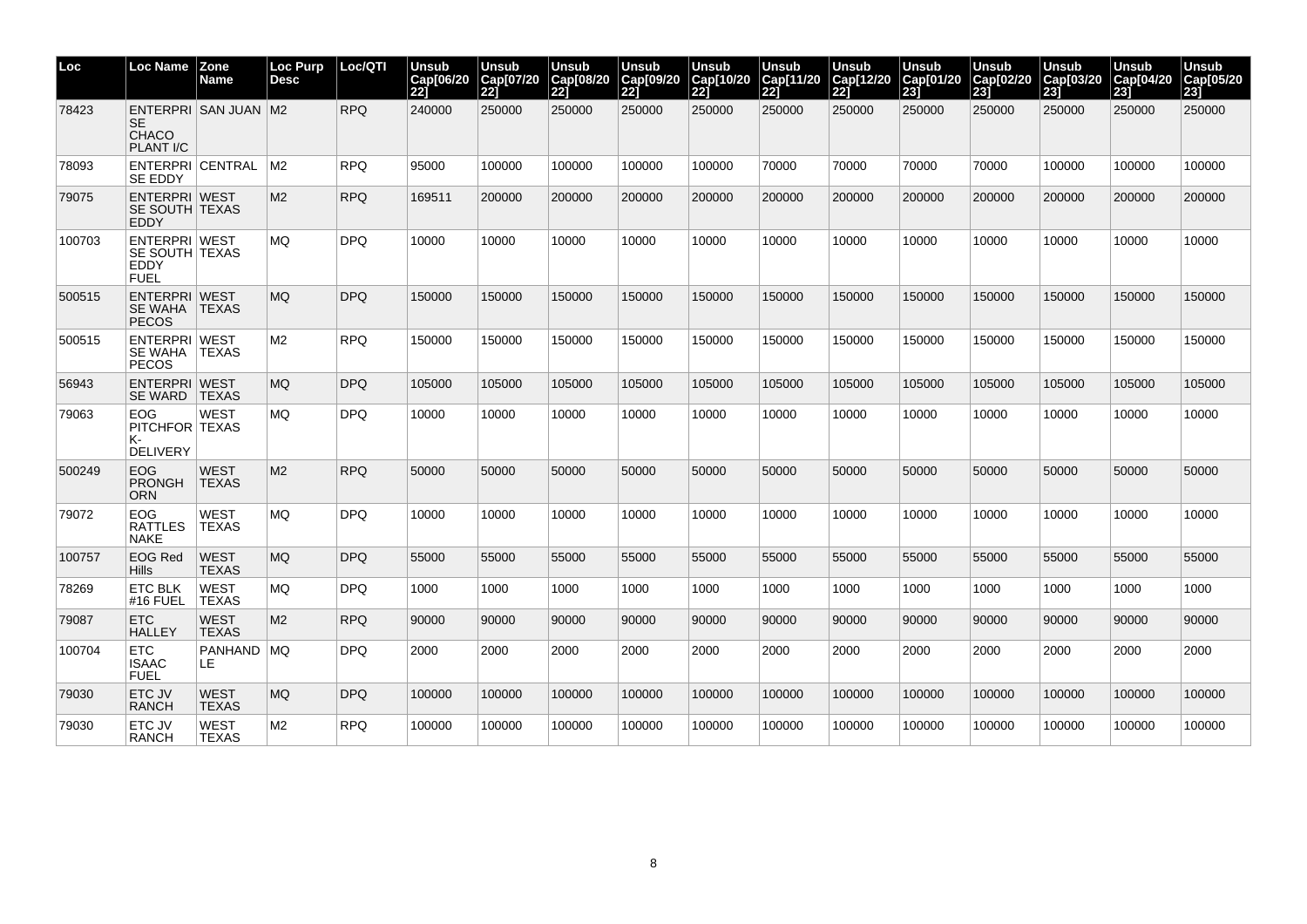| Loc | Loc Name | Zone Name | Loc Purp Desc | Loc/QTI | Unsub Cap[06/2022] | Unsub Cap[07/2022] | Unsub Cap[08/2022] | Unsub Cap[09/2022] | Unsub Cap[10/2022] | Unsub Cap[11/2022] | Unsub Cap[12/2022] | Unsub Cap[01/2023] | Unsub Cap[02/2023] | Unsub Cap[03/2023] | Unsub Cap[04/2023] | Unsub Cap[05/2023] |
|---|---|---|---|---|---|---|---|---|---|---|---|---|---|---|---|---|
| 78423 | ENTERPRISE CHACO PLANT I/C | SAN JUAN | M2 | RPQ | 240000 | 250000 | 250000 | 250000 | 250000 | 250000 | 250000 | 250000 | 250000 | 250000 | 250000 | 250000 |
| 78093 | ENTERPRISE EDDY | CENTRAL | M2 | RPQ | 95000 | 100000 | 100000 | 100000 | 100000 | 70000 | 70000 | 70000 | 70000 | 100000 | 100000 | 100000 |
| 79075 | ENTERPRISE SOUTH EDDY | WEST TEXAS | M2 | RPQ | 169511 | 200000 | 200000 | 200000 | 200000 | 200000 | 200000 | 200000 | 200000 | 200000 | 200000 | 200000 |
| 100703 | ENTERPRISE SOUTH EDDY FUEL | WEST TEXAS | MQ | DPQ | 10000 | 10000 | 10000 | 10000 | 10000 | 10000 | 10000 | 10000 | 10000 | 10000 | 10000 | 10000 |
| 500515 | ENTERPRISE WAHA PECOS | WEST TEXAS | MQ | DPQ | 150000 | 150000 | 150000 | 150000 | 150000 | 150000 | 150000 | 150000 | 150000 | 150000 | 150000 | 150000 |
| 500515 | ENTERPRISE WAHA PECOS | WEST TEXAS | M2 | RPQ | 150000 | 150000 | 150000 | 150000 | 150000 | 150000 | 150000 | 150000 | 150000 | 150000 | 150000 | 150000 |
| 56943 | ENTERPRISE WARD | WEST TEXAS | MQ | DPQ | 105000 | 105000 | 105000 | 105000 | 105000 | 105000 | 105000 | 105000 | 105000 | 105000 | 105000 | 105000 |
| 79063 | EOG PITCHFORK-DELIVERY | WEST TEXAS | MQ | DPQ | 10000 | 10000 | 10000 | 10000 | 10000 | 10000 | 10000 | 10000 | 10000 | 10000 | 10000 | 10000 |
| 500249 | EOG PRONGHORN | WEST TEXAS | M2 | RPQ | 50000 | 50000 | 50000 | 50000 | 50000 | 50000 | 50000 | 50000 | 50000 | 50000 | 50000 | 50000 |
| 79072 | EOG RATTLESNAKE | WEST TEXAS | MQ | DPQ | 10000 | 10000 | 10000 | 10000 | 10000 | 10000 | 10000 | 10000 | 10000 | 10000 | 10000 | 10000 |
| 100757 | EOG Red Hills | WEST TEXAS | MQ | DPQ | 55000 | 55000 | 55000 | 55000 | 55000 | 55000 | 55000 | 55000 | 55000 | 55000 | 55000 | 55000 |
| 78269 | ETC BLK #16 FUEL | WEST TEXAS | MQ | DPQ | 1000 | 1000 | 1000 | 1000 | 1000 | 1000 | 1000 | 1000 | 1000 | 1000 | 1000 | 1000 |
| 79087 | ETC HALLEY | WEST TEXAS | M2 | RPQ | 90000 | 90000 | 90000 | 90000 | 90000 | 90000 | 90000 | 90000 | 90000 | 90000 | 90000 | 90000 |
| 100704 | ETC ISAAC FUEL | PANHANDLE | MQ | DPQ | 2000 | 2000 | 2000 | 2000 | 2000 | 2000 | 2000 | 2000 | 2000 | 2000 | 2000 | 2000 |
| 79030 | ETC JV RANCH | WEST TEXAS | MQ | DPQ | 100000 | 100000 | 100000 | 100000 | 100000 | 100000 | 100000 | 100000 | 100000 | 100000 | 100000 | 100000 |
| 79030 | ETC JV RANCH | WEST TEXAS | M2 | RPQ | 100000 | 100000 | 100000 | 100000 | 100000 | 100000 | 100000 | 100000 | 100000 | 100000 | 100000 | 100000 |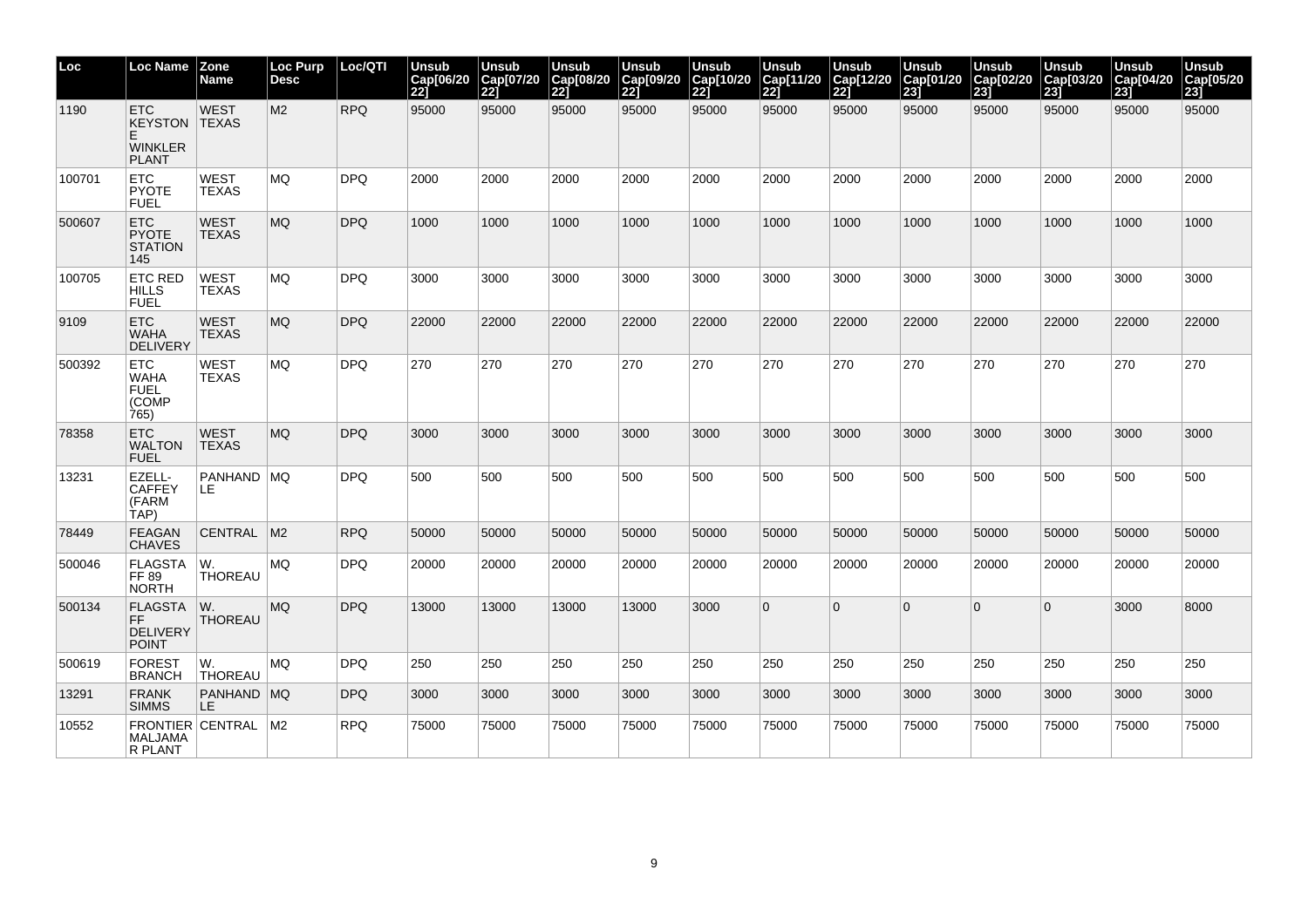| Loc | Loc Name | Zone Name | Loc Purp Desc | Loc/QTI | Unsub Cap[06/2022] | Unsub Cap[07/2022] | Unsub Cap[08/2022] | Unsub Cap[09/2022] | Unsub Cap[10/2022] | Unsub Cap[11/2022] | Unsub Cap[12/2022] | Unsub Cap[01/2023] | Unsub Cap[02/2023] | Unsub Cap[03/2023] | Unsub Cap[04/2023] | Unsub Cap[05/2023] |
|---|---|---|---|---|---|---|---|---|---|---|---|---|---|---|---|---|
| 1190 | ETC KEYSTONE WINKLER PLANT | WEST TEXAS | M2 | RPQ | 95000 | 95000 | 95000 | 95000 | 95000 | 95000 | 95000 | 95000 | 95000 | 95000 | 95000 | 95000 |
| 100701 | ETC PYOTE FUEL | WEST TEXAS | MQ | DPQ | 2000 | 2000 | 2000 | 2000 | 2000 | 2000 | 2000 | 2000 | 2000 | 2000 | 2000 | 2000 |
| 500607 | ETC PYOTE STATION 145 | WEST TEXAS | MQ | DPQ | 1000 | 1000 | 1000 | 1000 | 1000 | 1000 | 1000 | 1000 | 1000 | 1000 | 1000 | 1000 |
| 100705 | ETC RED HILLS FUEL | WEST TEXAS | MQ | DPQ | 3000 | 3000 | 3000 | 3000 | 3000 | 3000 | 3000 | 3000 | 3000 | 3000 | 3000 | 3000 |
| 9109 | ETC WAHA DELIVERY | WEST TEXAS | MQ | DPQ | 22000 | 22000 | 22000 | 22000 | 22000 | 22000 | 22000 | 22000 | 22000 | 22000 | 22000 | 22000 |
| 500392 | ETC WAHA FUEL (COMP 765) | WEST TEXAS | MQ | DPQ | 270 | 270 | 270 | 270 | 270 | 270 | 270 | 270 | 270 | 270 | 270 | 270 |
| 78358 | ETC WALTON FUEL | WEST TEXAS | MQ | DPQ | 3000 | 3000 | 3000 | 3000 | 3000 | 3000 | 3000 | 3000 | 3000 | 3000 | 3000 | 3000 |
| 13231 | EZELL-CAFFEY (FARM TAP) | PANHANDLE | MQ | DPQ | 500 | 500 | 500 | 500 | 500 | 500 | 500 | 500 | 500 | 500 | 500 | 500 |
| 78449 | FEAGAN CHAVES | CENTRAL | M2 | RPQ | 50000 | 50000 | 50000 | 50000 | 50000 | 50000 | 50000 | 50000 | 50000 | 50000 | 50000 | 50000 |
| 500046 | FLAGSTAFF 89 NORTH | W. THOREAU | MQ | DPQ | 20000 | 20000 | 20000 | 20000 | 20000 | 20000 | 20000 | 20000 | 20000 | 20000 | 20000 | 20000 |
| 500134 | FLAGSTAFF DELIVERY POINT | W. THOREAU | MQ | DPQ | 13000 | 13000 | 13000 | 13000 | 3000 | 0 | 0 | 0 | 0 | 0 | 3000 | 8000 |
| 500619 | FOREST BRANCH | W. THOREAU | MQ | DPQ | 250 | 250 | 250 | 250 | 250 | 250 | 250 | 250 | 250 | 250 | 250 | 250 |
| 13291 | FRANK SIMMS | PANHANDLE | MQ | DPQ | 3000 | 3000 | 3000 | 3000 | 3000 | 3000 | 3000 | 3000 | 3000 | 3000 | 3000 | 3000 |
| 10552 | FRONTIER MALJAMAR PLANT | CENTRAL | M2 | RPQ | 75000 | 75000 | 75000 | 75000 | 75000 | 75000 | 75000 | 75000 | 75000 | 75000 | 75000 | 75000 |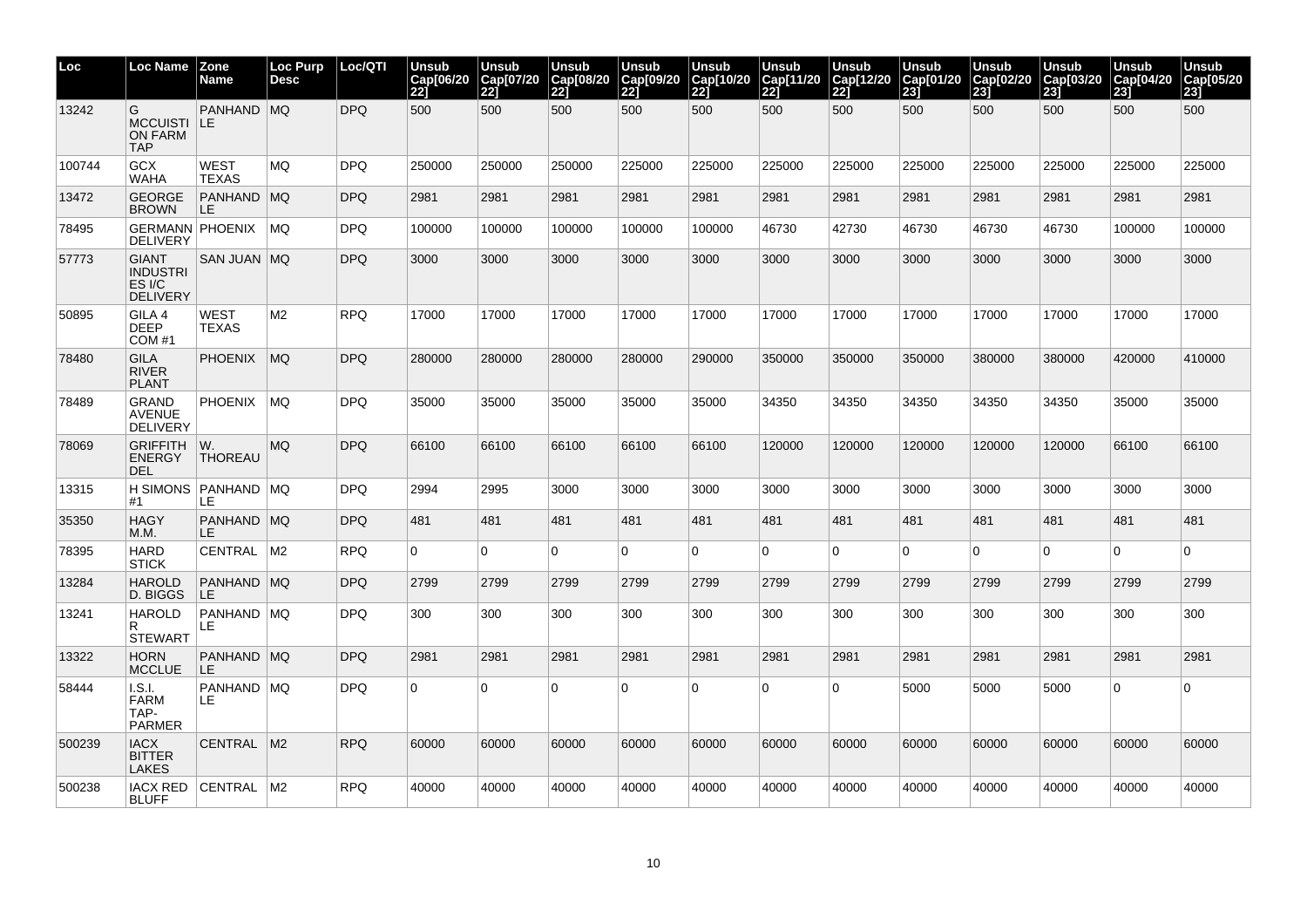| Loc | Loc Name | Zone Name | Loc Purp Desc | Loc/QTI | Unsub Cap[06/2022] | Unsub Cap[07/2022] | Unsub Cap[08/2022] | Unsub Cap[09/2022] | Unsub Cap[10/2022] | Unsub Cap[11/2022] | Unsub Cap[12/2022] | Unsub Cap[01/2023] | Unsub Cap[02/2023] | Unsub Cap[03/2023] | Unsub Cap[04/2023] | Unsub Cap[05/2023] |
|---|---|---|---|---|---|---|---|---|---|---|---|---|---|---|---|---|
| 13242 | G MCCUISTION FARM TAP | PANHANDLE | MQ | DPQ | 500 | 500 | 500 | 500 | 500 | 500 | 500 | 500 | 500 | 500 | 500 | 500 |
| 100744 | GCX WAHA | WEST TEXAS | MQ | DPQ | 250000 | 250000 | 250000 | 225000 | 225000 | 225000 | 225000 | 225000 | 225000 | 225000 | 225000 | 225000 |
| 13472 | GEORGE BROWN | PANHANDLE | MQ | DPQ | 2981 | 2981 | 2981 | 2981 | 2981 | 2981 | 2981 | 2981 | 2981 | 2981 | 2981 | 2981 |
| 78495 | GERMANN DELIVERY | PHOENIX | MQ | DPQ | 100000 | 100000 | 100000 | 100000 | 100000 | 46730 | 42730 | 46730 | 46730 | 46730 | 100000 | 100000 |
| 57773 | GIANT INDUSTRIES I/C DELIVERY | SAN JUAN | MQ | DPQ | 3000 | 3000 | 3000 | 3000 | 3000 | 3000 | 3000 | 3000 | 3000 | 3000 | 3000 | 3000 |
| 50895 | GILA 4 DEEP COM #1 | WEST TEXAS | M2 | RPQ | 17000 | 17000 | 17000 | 17000 | 17000 | 17000 | 17000 | 17000 | 17000 | 17000 | 17000 | 17000 |
| 78480 | GILA RIVER PLANT | PHOENIX | MQ | DPQ | 280000 | 280000 | 280000 | 280000 | 290000 | 350000 | 350000 | 350000 | 380000 | 380000 | 420000 | 410000 |
| 78489 | GRAND AVENUE DELIVERY | PHOENIX | MQ | DPQ | 35000 | 35000 | 35000 | 35000 | 35000 | 34350 | 34350 | 34350 | 34350 | 34350 | 35000 | 35000 |
| 78069 | GRIFFITH ENERGY DEL | W. THOREAU | MQ | DPQ | 66100 | 66100 | 66100 | 66100 | 66100 | 120000 | 120000 | 120000 | 120000 | 120000 | 66100 | 66100 |
| 13315 | H SIMONS #1 | PANHANDLE | MQ | DPQ | 2994 | 2995 | 3000 | 3000 | 3000 | 3000 | 3000 | 3000 | 3000 | 3000 | 3000 | 3000 |
| 35350 | HAGY M.M. | PANHANDLE | MQ | DPQ | 481 | 481 | 481 | 481 | 481 | 481 | 481 | 481 | 481 | 481 | 481 | 481 |
| 78395 | HARD STICK | CENTRAL | M2 | RPQ | 0 | 0 | 0 | 0 | 0 | 0 | 0 | 0 | 0 | 0 | 0 | 0 |
| 13284 | HAROLD D. BIGGS | PANHANDLE | MQ | DPQ | 2799 | 2799 | 2799 | 2799 | 2799 | 2799 | 2799 | 2799 | 2799 | 2799 | 2799 | 2799 |
| 13241 | HAROLD R STEWART | PANHANDLE | MQ | DPQ | 300 | 300 | 300 | 300 | 300 | 300 | 300 | 300 | 300 | 300 | 300 | 300 |
| 13322 | HORN MCCLUE | PANHANDLE | MQ | DPQ | 2981 | 2981 | 2981 | 2981 | 2981 | 2981 | 2981 | 2981 | 2981 | 2981 | 2981 | 2981 |
| 58444 | I.S.I. FARM TAP-PARMER | PANHANDLE | MQ | DPQ | 0 | 0 | 0 | 0 | 0 | 0 | 0 | 5000 | 5000 | 5000 | 0 | 0 |
| 500239 | IACX BITTER LAKES | CENTRAL | M2 | RPQ | 60000 | 60000 | 60000 | 60000 | 60000 | 60000 | 60000 | 60000 | 60000 | 60000 | 60000 | 60000 |
| 500238 | IACX RED BLUFF | CENTRAL | M2 | RPQ | 40000 | 40000 | 40000 | 40000 | 40000 | 40000 | 40000 | 40000 | 40000 | 40000 | 40000 | 40000 |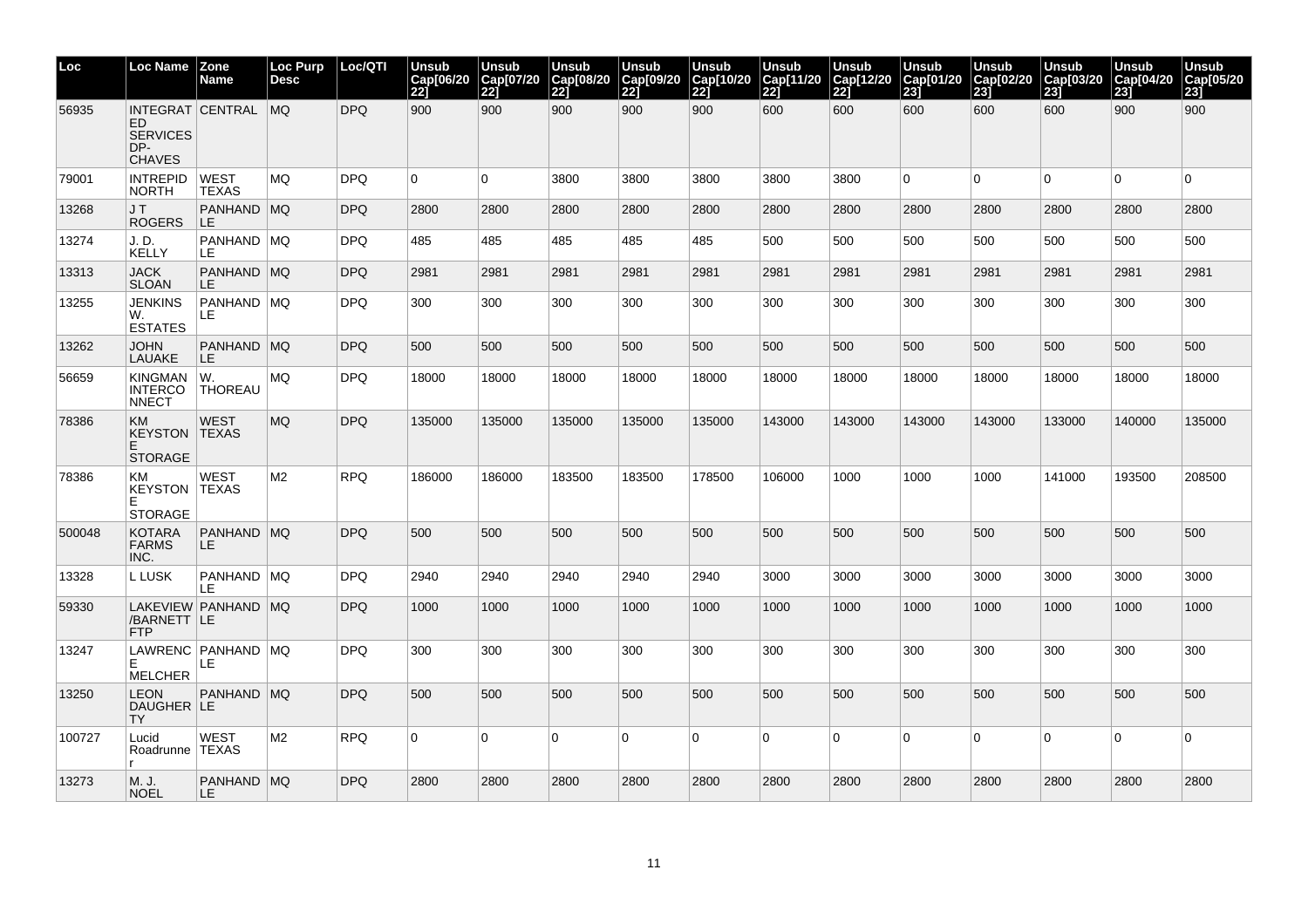| Loc | Loc Name | Zone Name | Loc Purp Desc | Loc/QTI | Unsub Cap[06/2022] | Unsub Cap[07/2022] | Unsub Cap[08/2022] | Unsub Cap[09/2022] | Unsub Cap[10/2022] | Unsub Cap[11/2022] | Unsub Cap[12/2022] | Unsub Cap[01/2023] | Unsub Cap[02/2023] | Unsub Cap[03/2023] | Unsub Cap[04/2023] | Unsub Cap[05/2023] |
|---|---|---|---|---|---|---|---|---|---|---|---|---|---|---|---|---|
| 56935 | INTEGRATED SERVICES DP-CHAVES | CENTRAL | MQ | DPQ | 900 | 900 | 900 | 900 | 900 | 600 | 600 | 600 | 600 | 600 | 900 | 900 |
| 79001 | INTREPID NORTH | WEST TEXAS | MQ | DPQ | 0 | 0 | 3800 | 3800 | 3800 | 3800 | 3800 | 0 | 0 | 0 | 0 | 0 |
| 13268 | J T ROGERS | PANHANDLE | MQ | DPQ | 2800 | 2800 | 2800 | 2800 | 2800 | 2800 | 2800 | 2800 | 2800 | 2800 | 2800 | 2800 |
| 13274 | J. D. KELLY | PANHANDLE | MQ | DPQ | 485 | 485 | 485 | 485 | 485 | 500 | 500 | 500 | 500 | 500 | 500 | 500 |
| 13313 | JACK SLOAN | PANHANDLE | MQ | DPQ | 2981 | 2981 | 2981 | 2981 | 2981 | 2981 | 2981 | 2981 | 2981 | 2981 | 2981 | 2981 |
| 13255 | JENKINS W. ESTATES | PANHANDLE | MQ | DPQ | 300 | 300 | 300 | 300 | 300 | 300 | 300 | 300 | 300 | 300 | 300 | 300 |
| 13262 | JOHN LAUAKE | PANHANDLE | MQ | DPQ | 500 | 500 | 500 | 500 | 500 | 500 | 500 | 500 | 500 | 500 | 500 | 500 |
| 56659 | KINGMAN INTERCONNECT | W. THOREAU | MQ | DPQ | 18000 | 18000 | 18000 | 18000 | 18000 | 18000 | 18000 | 18000 | 18000 | 18000 | 18000 | 18000 |
| 78386 | KM KEYSTONE STORAGE | WEST TEXAS | MQ | DPQ | 135000 | 135000 | 135000 | 135000 | 135000 | 143000 | 143000 | 143000 | 143000 | 133000 | 140000 | 135000 |
| 78386 | KM KEYSTONE STORAGE | WEST TEXAS | M2 | RPQ | 186000 | 186000 | 183500 | 183500 | 178500 | 106000 | 1000 | 1000 | 1000 | 141000 | 193500 | 208500 |
| 500048 | KOTARA FARMS INC. | PANHANDLE | MQ | DPQ | 500 | 500 | 500 | 500 | 500 | 500 | 500 | 500 | 500 | 500 | 500 | 500 |
| 13328 | L LUSK | PANHANDLE | MQ | DPQ | 2940 | 2940 | 2940 | 2940 | 2940 | 3000 | 3000 | 3000 | 3000 | 3000 | 3000 | 3000 |
| 59330 | LAKEVIEW/BARNETT FTP | PANHANDLE | MQ | DPQ | 1000 | 1000 | 1000 | 1000 | 1000 | 1000 | 1000 | 1000 | 1000 | 1000 | 1000 | 1000 |
| 13247 | LAWRENCE MELCHER | PANHANDLE | MQ | DPQ | 300 | 300 | 300 | 300 | 300 | 300 | 300 | 300 | 300 | 300 | 300 | 300 |
| 13250 | LEON DAUGHERTY | PANHANDLE | MQ | DPQ | 500 | 500 | 500 | 500 | 500 | 500 | 500 | 500 | 500 | 500 | 500 | 500 |
| 100727 | Lucid Roadrunner | WEST TEXAS | M2 | RPQ | 0 | 0 | 0 | 0 | 0 | 0 | 0 | 0 | 0 | 0 | 0 | 0 |
| 13273 | M. J. NOEL | PANHANDLE | MQ | DPQ | 2800 | 2800 | 2800 | 2800 | 2800 | 2800 | 2800 | 2800 | 2800 | 2800 | 2800 | 2800 |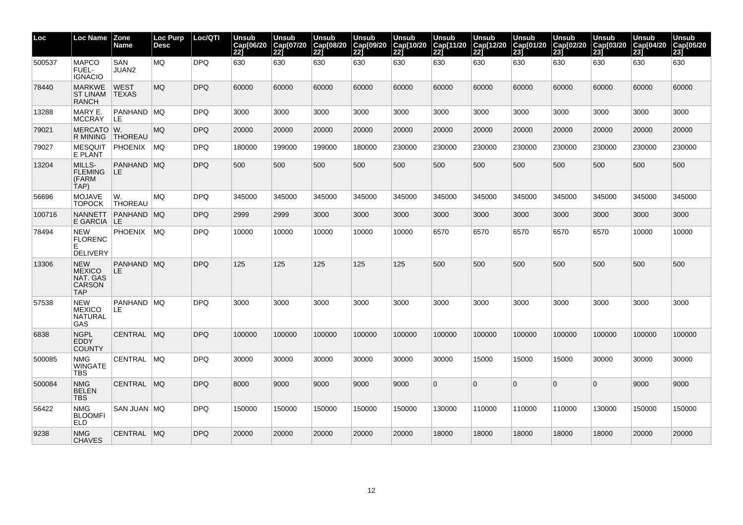| Loc | Loc Name | Zone Name | Loc Purp Desc | Loc/QTI | Unsub Cap[06/2022] | Unsub Cap[07/2022] | Unsub Cap[08/2022] | Unsub Cap[09/2022] | Unsub Cap[10/2022] | Unsub Cap[11/2022] | Unsub Cap[12/2022] | Unsub Cap[01/2023] | Unsub Cap[02/2023] | Unsub Cap[03/2023] | Unsub Cap[04/2023] | Unsub Cap[05/2023] |
|---|---|---|---|---|---|---|---|---|---|---|---|---|---|---|---|---|
| 500537 | MAPCO FUEL-IGNACIO | SAN JUAN2 | MQ | DPQ | 630 | 630 | 630 | 630 | 630 | 630 | 630 | 630 | 630 | 630 | 630 | 630 |
| 78440 | MARKWEST LINAM RANCH | WEST TEXAS | MQ | DPQ | 60000 | 60000 | 60000 | 60000 | 60000 | 60000 | 60000 | 60000 | 60000 | 60000 | 60000 | 60000 |
| 13288 | MARY E. MCCRAY | PANHANDLE | MQ | DPQ | 3000 | 3000 | 3000 | 3000 | 3000 | 3000 | 3000 | 3000 | 3000 | 3000 | 3000 | 3000 |
| 79021 | MERCATOR MINING | W. THOREAU | MQ | DPQ | 20000 | 20000 | 20000 | 20000 | 20000 | 20000 | 20000 | 20000 | 20000 | 20000 | 20000 | 20000 |
| 79027 | MESQUITE PLANT | PHOENIX | MQ | DPQ | 180000 | 199000 | 199000 | 180000 | 230000 | 230000 | 230000 | 230000 | 230000 | 230000 | 230000 | 230000 |
| 13204 | MILLS-FLEMING (FARM TAP) | PANHANDLE | MQ | DPQ | 500 | 500 | 500 | 500 | 500 | 500 | 500 | 500 | 500 | 500 | 500 | 500 |
| 56696 | MOJAVE TOPOCK | W. THOREAU | MQ | DPQ | 345000 | 345000 | 345000 | 345000 | 345000 | 345000 | 345000 | 345000 | 345000 | 345000 | 345000 | 345000 |
| 100716 | NANNETTE GARCIA | PANHANDLE | MQ | DPQ | 2999 | 2999 | 3000 | 3000 | 3000 | 3000 | 3000 | 3000 | 3000 | 3000 | 3000 | 3000 |
| 78494 | NEW FLORENCE DELIVERY | PHOENIX | MQ | DPQ | 10000 | 10000 | 10000 | 10000 | 10000 | 6570 | 6570 | 6570 | 6570 | 6570 | 10000 | 10000 |
| 13306 | NEW MEXICO NAT. GAS CARSON TAP | PANHANDLE | MQ | DPQ | 125 | 125 | 125 | 125 | 125 | 500 | 500 | 500 | 500 | 500 | 500 | 500 |
| 57538 | NEW MEXICO NATURAL GAS | PANHANDLE | MQ | DPQ | 3000 | 3000 | 3000 | 3000 | 3000 | 3000 | 3000 | 3000 | 3000 | 3000 | 3000 | 3000 |
| 6838 | NGPL EDDY COUNTY | CENTRAL | MQ | DPQ | 100000 | 100000 | 100000 | 100000 | 100000 | 100000 | 100000 | 100000 | 100000 | 100000 | 100000 | 100000 |
| 500085 | NMG WINGATE TBS | CENTRAL | MQ | DPQ | 30000 | 30000 | 30000 | 30000 | 30000 | 30000 | 15000 | 15000 | 15000 | 30000 | 30000 | 30000 |
| 500084 | NMG BELEN TBS | CENTRAL | MQ | DPQ | 8000 | 9000 | 9000 | 9000 | 9000 | 0 | 0 | 0 | 0 | 0 | 9000 | 9000 |
| 56422 | NMG BLOOMFIELD | SAN JUAN | MQ | DPQ | 150000 | 150000 | 150000 | 150000 | 150000 | 130000 | 110000 | 110000 | 110000 | 130000 | 150000 | 150000 |
| 9238 | NMG CHAVES | CENTRAL | MQ | DPQ | 20000 | 20000 | 20000 | 20000 | 20000 | 18000 | 18000 | 18000 | 18000 | 18000 | 20000 | 20000 |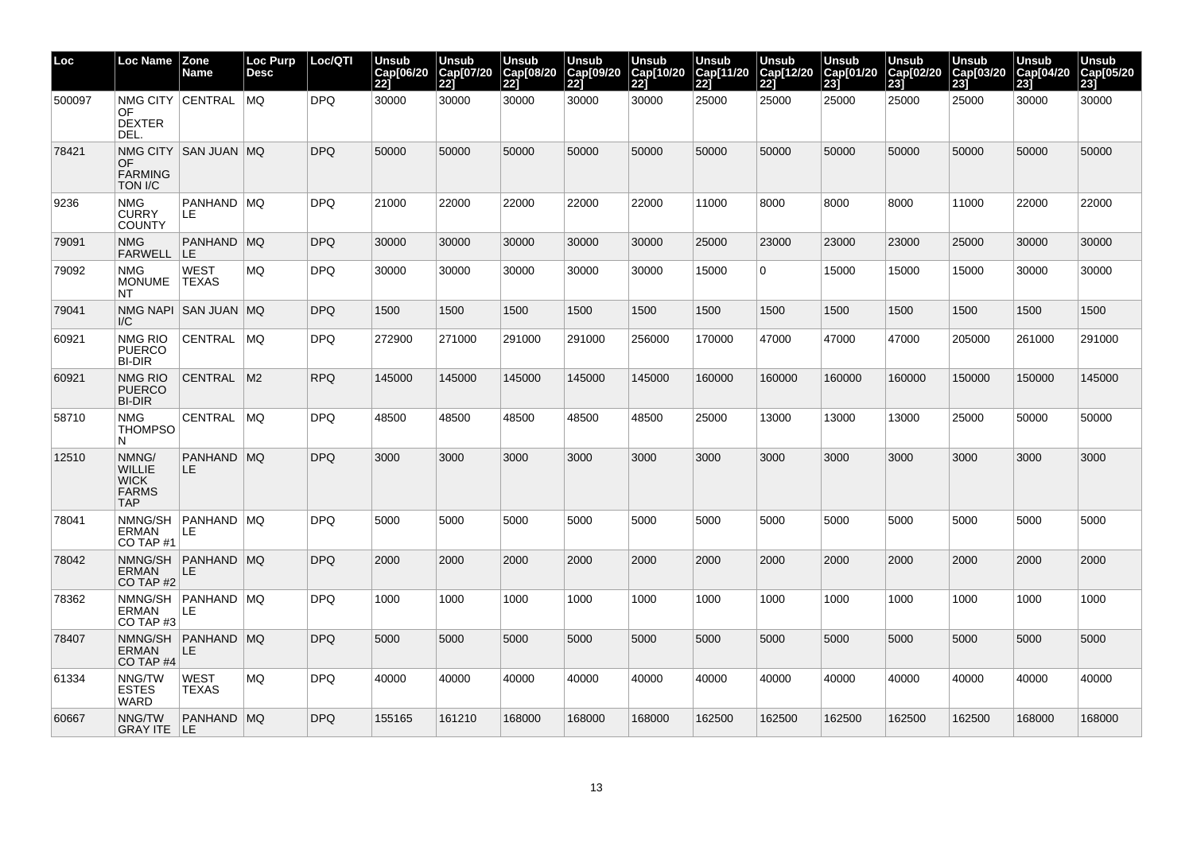| Loc | Loc Name | Zone Name | Loc Purp Desc | Loc/QTI | Unsub Cap[06/2022] | Unsub Cap[07/2022] | Unsub Cap[08/2022] | Unsub Cap[09/2022] | Unsub Cap[10/2022] | Unsub Cap[11/2022] | Unsub Cap[12/2022] | Unsub Cap[01/2023] | Unsub Cap[02/2023] | Unsub Cap[03/2023] | Unsub Cap[04/2023] | Unsub Cap[05/2023] |
|---|---|---|---|---|---|---|---|---|---|---|---|---|---|---|---|---|
| 500097 | NMG CITY OF DEXTER DEL. | CENTRAL | MQ | DPQ | 30000 | 30000 | 30000 | 30000 | 30000 | 25000 | 25000 | 25000 | 25000 | 25000 | 30000 | 30000 |
| 78421 | NMG CITY OF FARMINGTON I/C | SAN JUAN | MQ | DPQ | 50000 | 50000 | 50000 | 50000 | 50000 | 50000 | 50000 | 50000 | 50000 | 50000 | 50000 | 50000 |
| 9236 | NMG CURRY COUNTY | PANHANDLE | MQ | DPQ | 21000 | 22000 | 22000 | 22000 | 22000 | 11000 | 8000 | 8000 | 8000 | 11000 | 22000 | 22000 |
| 79091 | NMG FARWELL | PANHANDLE | MQ | DPQ | 30000 | 30000 | 30000 | 30000 | 30000 | 25000 | 23000 | 23000 | 23000 | 25000 | 30000 | 30000 |
| 79092 | NMG MONUMENT | WEST TEXAS | MQ | DPQ | 30000 | 30000 | 30000 | 30000 | 30000 | 15000 | 0 | 15000 | 15000 | 15000 | 30000 | 30000 |
| 79041 | NMG NAPI I/C | SAN JUAN | MQ | DPQ | 1500 | 1500 | 1500 | 1500 | 1500 | 1500 | 1500 | 1500 | 1500 | 1500 | 1500 | 1500 |
| 60921 | NMG RIO PUERCO BI-DIR | CENTRAL | MQ | DPQ | 272900 | 271000 | 291000 | 291000 | 256000 | 170000 | 47000 | 47000 | 47000 | 205000 | 261000 | 291000 |
| 60921 | NMG RIO PUERCO BI-DIR | CENTRAL | M2 | RPQ | 145000 | 145000 | 145000 | 145000 | 145000 | 160000 | 160000 | 160000 | 160000 | 150000 | 150000 | 145000 |
| 58710 | NMG THOMPSON | CENTRAL | MQ | DPQ | 48500 | 48500 | 48500 | 48500 | 48500 | 25000 | 13000 | 13000 | 13000 | 25000 | 50000 | 50000 |
| 12510 | NMNG/WILLIE WICK FARMS TAP | PANHANDLE | MQ | DPQ | 3000 | 3000 | 3000 | 3000 | 3000 | 3000 | 3000 | 3000 | 3000 | 3000 | 3000 | 3000 |
| 78041 | NMNG/SHERMAN CO TAP #1 | PANHANDLE | MQ | DPQ | 5000 | 5000 | 5000 | 5000 | 5000 | 5000 | 5000 | 5000 | 5000 | 5000 | 5000 | 5000 |
| 78042 | NMNG/SHERMAN CO TAP #2 | PANHANDLE | MQ | DPQ | 2000 | 2000 | 2000 | 2000 | 2000 | 2000 | 2000 | 2000 | 2000 | 2000 | 2000 | 2000 |
| 78362 | NMNG/SHERMAN CO TAP #3 | PANHANDLE | MQ | DPQ | 1000 | 1000 | 1000 | 1000 | 1000 | 1000 | 1000 | 1000 | 1000 | 1000 | 1000 | 1000 |
| 78407 | NMNG/SHERMAN CO TAP #4 | PANHANDLE | MQ | DPQ | 5000 | 5000 | 5000 | 5000 | 5000 | 5000 | 5000 | 5000 | 5000 | 5000 | 5000 | 5000 |
| 61334 | NNG/TW ESTES WARD | WEST TEXAS | MQ | DPQ | 40000 | 40000 | 40000 | 40000 | 40000 | 40000 | 40000 | 40000 | 40000 | 40000 | 40000 | 40000 |
| 60667 | NNG/TW GRAY ITE | PANHANDLE | MQ | DPQ | 155165 | 161210 | 168000 | 168000 | 168000 | 162500 | 162500 | 162500 | 162500 | 162500 | 168000 | 168000 |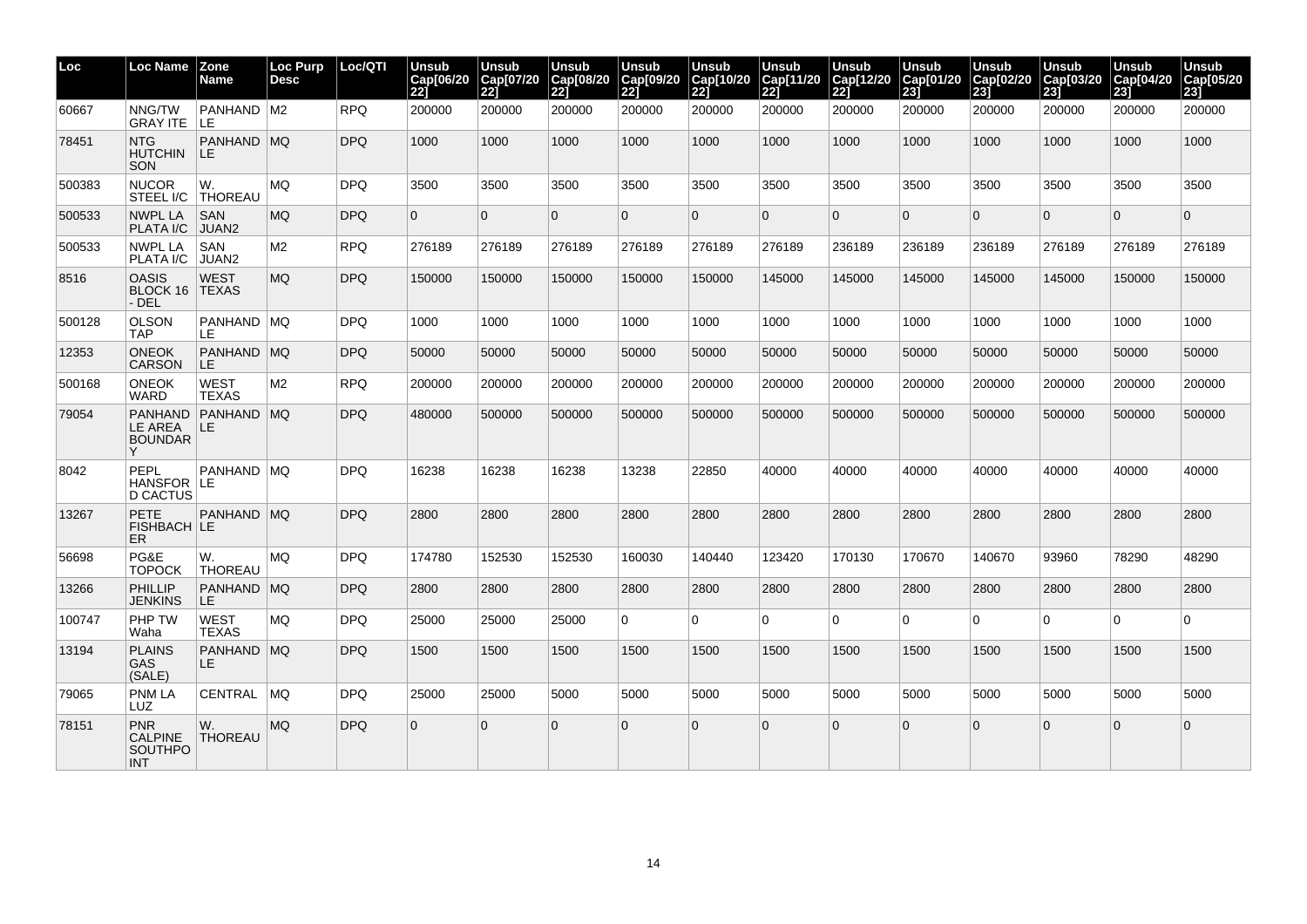| Loc | Loc Name | Zone Name | Loc Purp Desc | Loc/QTI | Unsub Cap[06/2022] | Unsub Cap[07/2022] | Unsub Cap[08/2022] | Unsub Cap[09/2022] | Unsub Cap[10/2022] | Unsub Cap[11/2022] | Unsub Cap[12/2022] | Unsub Cap[01/2023] | Unsub Cap[02/2023] | Unsub Cap[03/2023] | Unsub Cap[04/2023] | Unsub Cap[05/2023] |
|---|---|---|---|---|---|---|---|---|---|---|---|---|---|---|---|---|
| 60667 | NNG/TW GRAY ITE | PANHANDLE | M2 | RPQ | 200000 | 200000 | 200000 | 200000 | 200000 | 200000 | 200000 | 200000 | 200000 | 200000 | 200000 | 200000 |
| 78451 | NTG HUTCHINSON | PANHANDLE | MQ | DPQ | 1000 | 1000 | 1000 | 1000 | 1000 | 1000 | 1000 | 1000 | 1000 | 1000 | 1000 | 1000 |
| 500383 | NUCOR STEEL I/C | W. THOREAU | MQ | DPQ | 3500 | 3500 | 3500 | 3500 | 3500 | 3500 | 3500 | 3500 | 3500 | 3500 | 3500 | 3500 |
| 500533 | NWPL LA PLATA I/C | SAN JUAN2 | MQ | DPQ | 0 | 0 | 0 | 0 | 0 | 0 | 0 | 0 | 0 | 0 | 0 | 0 |
| 500533 | NWPL LA PLATA I/C | SAN JUAN2 | M2 | RPQ | 276189 | 276189 | 276189 | 276189 | 276189 | 276189 | 236189 | 236189 | 236189 | 276189 | 276189 | 276189 |
| 8516 | OASIS BLOCK 16 - DEL | WEST TEXAS | MQ | DPQ | 150000 | 150000 | 150000 | 150000 | 150000 | 145000 | 145000 | 145000 | 145000 | 145000 | 150000 | 150000 |
| 500128 | OLSON TAP | PANHANDLE | MQ | DPQ | 1000 | 1000 | 1000 | 1000 | 1000 | 1000 | 1000 | 1000 | 1000 | 1000 | 1000 | 1000 |
| 12353 | ONEOK CARSON | PANHANDLE | MQ | DPQ | 50000 | 50000 | 50000 | 50000 | 50000 | 50000 | 50000 | 50000 | 50000 | 50000 | 50000 | 50000 |
| 500168 | ONEOK WARD | WEST TEXAS | M2 | RPQ | 200000 | 200000 | 200000 | 200000 | 200000 | 200000 | 200000 | 200000 | 200000 | 200000 | 200000 | 200000 |
| 79054 | PANHANDLE AREA BOUNDARY | PANHANDLE | MQ | DPQ | 480000 | 500000 | 500000 | 500000 | 500000 | 500000 | 500000 | 500000 | 500000 | 500000 | 500000 | 500000 |
| 8042 | PEPL HANSFORD CACTUS | PANHANDLE | MQ | DPQ | 16238 | 16238 | 16238 | 13238 | 22850 | 40000 | 40000 | 40000 | 40000 | 40000 | 40000 | 40000 |
| 13267 | PETE FISHBACHER | PANHANDLE | MQ | DPQ | 2800 | 2800 | 2800 | 2800 | 2800 | 2800 | 2800 | 2800 | 2800 | 2800 | 2800 | 2800 |
| 56698 | PG&E TOPOCK | W. THOREAU | MQ | DPQ | 174780 | 152530 | 152530 | 160030 | 140440 | 123420 | 170130 | 170670 | 140670 | 93960 | 78290 | 48290 |
| 13266 | PHILLIP JENKINS | PANHANDLE | MQ | DPQ | 2800 | 2800 | 2800 | 2800 | 2800 | 2800 | 2800 | 2800 | 2800 | 2800 | 2800 | 2800 |
| 100747 | PHP TW Waha | WEST TEXAS | MQ | DPQ | 25000 | 25000 | 25000 | 0 | 0 | 0 | 0 | 0 | 0 | 0 | 0 | 0 |
| 13194 | PLAINS GAS (SALE) | PANHANDLE | MQ | DPQ | 1500 | 1500 | 1500 | 1500 | 1500 | 1500 | 1500 | 1500 | 1500 | 1500 | 1500 | 1500 |
| 79065 | PNM LA LUZ | CENTRAL | MQ | DPQ | 25000 | 25000 | 5000 | 5000 | 5000 | 5000 | 5000 | 5000 | 5000 | 5000 | 5000 | 5000 |
| 78151 | PNR CALPINE SOUTHPOINT | W. THOREAU | MQ | DPQ | 0 | 0 | 0 | 0 | 0 | 0 | 0 | 0 | 0 | 0 | 0 | 0 |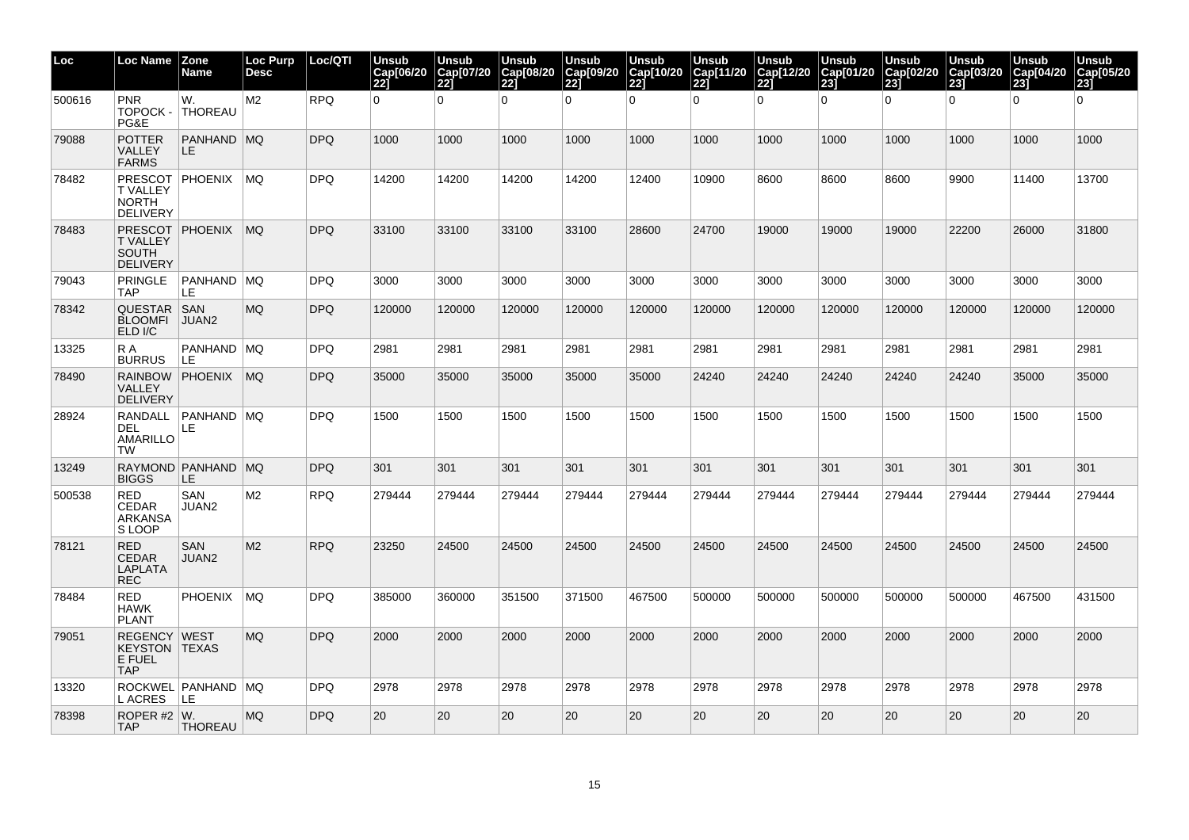| Loc | Loc Name | Zone Name | Loc Purp Desc | Loc/QTI | Unsub Cap[06/2022] | Unsub Cap[07/2022] | Unsub Cap[08/2022] | Unsub Cap[09/2022] | Unsub Cap[10/2022] | Unsub Cap[11/2022] | Unsub Cap[12/2022] | Unsub Cap[01/2023] | Unsub Cap[02/2023] | Unsub Cap[03/2023] | Unsub Cap[04/2023] | Unsub Cap[05/2023] |
|---|---|---|---|---|---|---|---|---|---|---|---|---|---|---|---|---|
| 500616 | PNR TOPOCK - PG&E | W. THOREAU | M2 | RPQ | 0 | 0 | 0 | 0 | 0 | 0 | 0 | 0 | 0 | 0 | 0 | 0 |
| 79088 | POTTER VALLEY FARMS | PANHANDLE | MQ | DPQ | 1000 | 1000 | 1000 | 1000 | 1000 | 1000 | 1000 | 1000 | 1000 | 1000 | 1000 | 1000 |
| 78482 | PRESCOTT VALLEY NORTH DELIVERY | PHOENIX | MQ | DPQ | 14200 | 14200 | 14200 | 14200 | 12400 | 10900 | 8600 | 8600 | 8600 | 9900 | 11400 | 13700 |
| 78483 | PRESCOTT VALLEY SOUTH DELIVERY | PHOENIX | MQ | DPQ | 33100 | 33100 | 33100 | 33100 | 28600 | 24700 | 19000 | 19000 | 19000 | 22200 | 26000 | 31800 |
| 79043 | PRINGLE TAP | PANHANDLE | MQ | DPQ | 3000 | 3000 | 3000 | 3000 | 3000 | 3000 | 3000 | 3000 | 3000 | 3000 | 3000 | 3000 |
| 78342 | QUESTAR BLOOMFIELD I/C | SAN JUAN2 | MQ | DPQ | 120000 | 120000 | 120000 | 120000 | 120000 | 120000 | 120000 | 120000 | 120000 | 120000 | 120000 | 120000 |
| 13325 | R A BURRUS | PANHANDLE | MQ | DPQ | 2981 | 2981 | 2981 | 2981 | 2981 | 2981 | 2981 | 2981 | 2981 | 2981 | 2981 | 2981 |
| 78490 | RAINBOW VALLEY DELIVERY | PHOENIX | MQ | DPQ | 35000 | 35000 | 35000 | 35000 | 35000 | 24240 | 24240 | 24240 | 24240 | 24240 | 35000 | 35000 |
| 28924 | RANDALL DEL AMARILLO TW | PANHANDLE | MQ | DPQ | 1500 | 1500 | 1500 | 1500 | 1500 | 1500 | 1500 | 1500 | 1500 | 1500 | 1500 | 1500 |
| 13249 | RAYMOND BIGGS | PANHANDLE | MQ | DPQ | 301 | 301 | 301 | 301 | 301 | 301 | 301 | 301 | 301 | 301 | 301 | 301 |
| 500538 | RED CEDAR ARKANSAS LOOP | SAN JUAN2 | M2 | RPQ | 279444 | 279444 | 279444 | 279444 | 279444 | 279444 | 279444 | 279444 | 279444 | 279444 | 279444 | 279444 |
| 78121 | RED CEDAR LAPLATA REC | SAN JUAN2 | M2 | RPQ | 23250 | 24500 | 24500 | 24500 | 24500 | 24500 | 24500 | 24500 | 24500 | 24500 | 24500 | 24500 |
| 78484 | RED HAWK PLANT | PHOENIX | MQ | DPQ | 385000 | 360000 | 351500 | 371500 | 467500 | 500000 | 500000 | 500000 | 500000 | 500000 | 467500 | 431500 |
| 79051 | REGENCY KEYSTONE FUEL TAP | WEST TEXAS | MQ | DPQ | 2000 | 2000 | 2000 | 2000 | 2000 | 2000 | 2000 | 2000 | 2000 | 2000 | 2000 | 2000 |
| 13320 | ROCKWELL ACRES | PANHANDLE | MQ | DPQ | 2978 | 2978 | 2978 | 2978 | 2978 | 2978 | 2978 | 2978 | 2978 | 2978 | 2978 | 2978 |
| 78398 | ROPER #2 TAP | W. THOREAU | MQ | DPQ | 20 | 20 | 20 | 20 | 20 | 20 | 20 | 20 | 20 | 20 | 20 | 20 |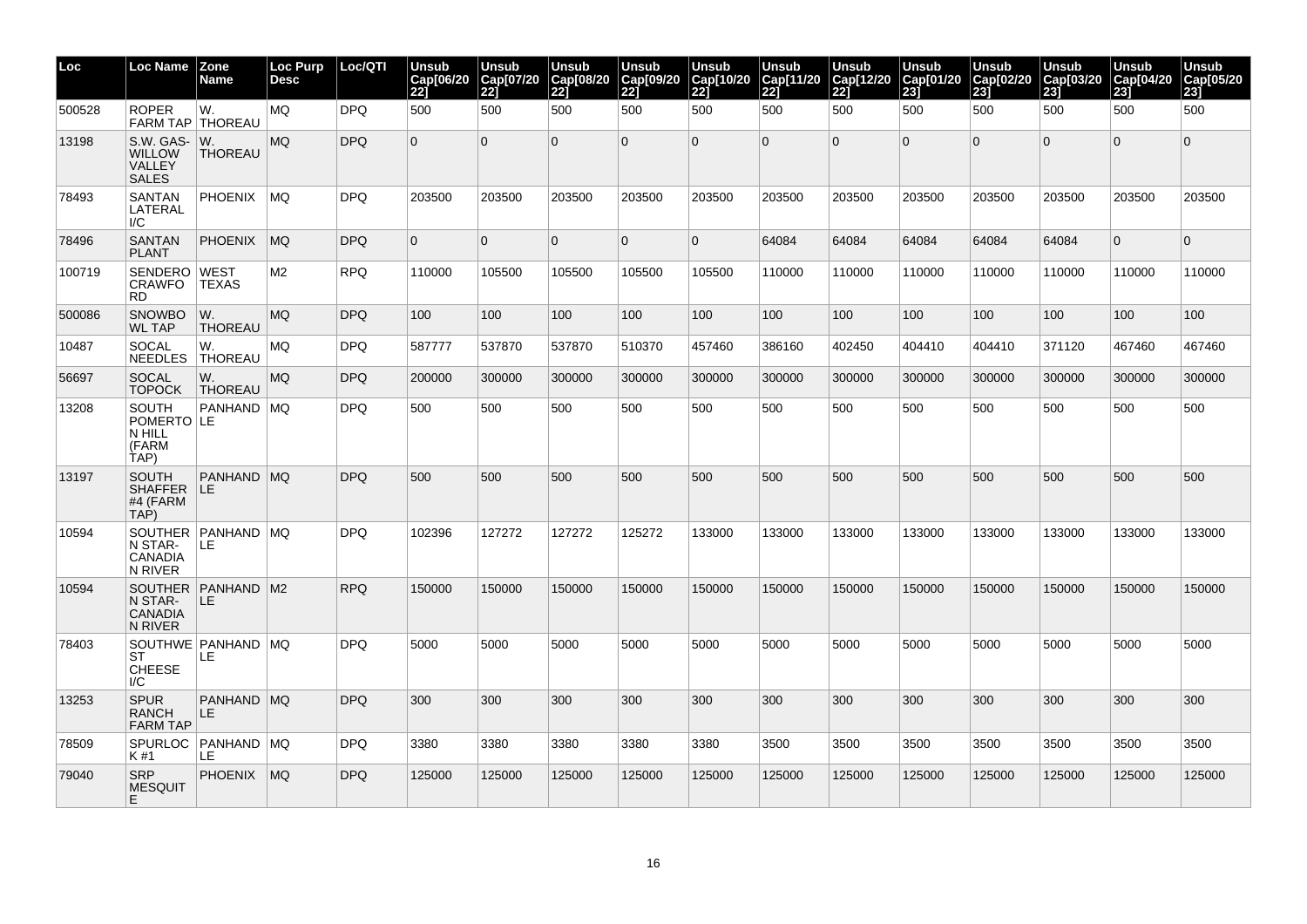| Loc | Loc Name | Zone Name | Loc Purp Desc | Loc/QTI | Unsub Cap[06/2022] | Unsub Cap[07/2022] | Unsub Cap[08/2022] | Unsub Cap[09/2022] | Unsub Cap[10/2022] | Unsub Cap[11/2022] | Unsub Cap[12/2022] | Unsub Cap[01/2023] | Unsub Cap[02/2023] | Unsub Cap[03/2023] | Unsub Cap[04/2023] | Unsub Cap[05/2023] |
|---|---|---|---|---|---|---|---|---|---|---|---|---|---|---|---|---|
| 500528 | ROPER FARM TAP | W. THOREAU | MQ | DPQ | 500 | 500 | 500 | 500 | 500 | 500 | 500 | 500 | 500 | 500 | 500 | 500 |
| 13198 | S.W. GAS-WILLOW VALLEY SALES | W. THOREAU | MQ | DPQ | 0 | 0 | 0 | 0 | 0 | 0 | 0 | 0 | 0 | 0 | 0 | 0 |
| 78493 | SANTAN LATERAL I/C | PHOENIX | MQ | DPQ | 203500 | 203500 | 203500 | 203500 | 203500 | 203500 | 203500 | 203500 | 203500 | 203500 | 203500 | 203500 |
| 78496 | SANTAN PLANT | PHOENIX | MQ | DPQ | 0 | 0 | 0 | 0 | 0 | 64084 | 64084 | 64084 | 64084 | 64084 | 0 | 0 |
| 100719 | SENDERO CRAWFO RD | WEST TEXAS | M2 | RPQ | 110000 | 105500 | 105500 | 105500 | 105500 | 110000 | 110000 | 110000 | 110000 | 110000 | 110000 | 110000 |
| 500086 | SNOWBO WL TAP | W. THOREAU | MQ | DPQ | 100 | 100 | 100 | 100 | 100 | 100 | 100 | 100 | 100 | 100 | 100 | 100 |
| 10487 | SOCAL NEEDLES | W. THOREAU | MQ | DPQ | 587777 | 537870 | 537870 | 510370 | 457460 | 386160 | 402450 | 404410 | 404410 | 371120 | 467460 | 467460 |
| 56697 | SOCAL TOPOCK | W. THOREAU | MQ | DPQ | 200000 | 300000 | 300000 | 300000 | 300000 | 300000 | 300000 | 300000 | 300000 | 300000 | 300000 | 300000 |
| 13208 | SOUTH POMERTON HILL (FARM TAP) | PANHANDLE | MQ | DPQ | 500 | 500 | 500 | 500 | 500 | 500 | 500 | 500 | 500 | 500 | 500 | 500 |
| 13197 | SOUTH SHAFFER #4 (FARM TAP) | PANHANDLE | MQ | DPQ | 500 | 500 | 500 | 500 | 500 | 500 | 500 | 500 | 500 | 500 | 500 | 500 |
| 10594 | SOUTHERN STAR-CANADIAN RIVER | PANHANDLE | MQ | DPQ | 102396 | 127272 | 127272 | 125272 | 133000 | 133000 | 133000 | 133000 | 133000 | 133000 | 133000 | 133000 |
| 10594 | SOUTHERN STAR-CANADIAN RIVER | PANHANDLE | M2 | RPQ | 150000 | 150000 | 150000 | 150000 | 150000 | 150000 | 150000 | 150000 | 150000 | 150000 | 150000 | 150000 |
| 78403 | SOUTHWEST CHEESE I/C | PANHANDLE | MQ | DPQ | 5000 | 5000 | 5000 | 5000 | 5000 | 5000 | 5000 | 5000 | 5000 | 5000 | 5000 | 5000 |
| 13253 | SPUR RANCH FARM TAP | PANHANDLE | MQ | DPQ | 300 | 300 | 300 | 300 | 300 | 300 | 300 | 300 | 300 | 300 | 300 | 300 |
| 78509 | SPURLOCK #1 | PANHANDLE | MQ | DPQ | 3380 | 3380 | 3380 | 3380 | 3380 | 3500 | 3500 | 3500 | 3500 | 3500 | 3500 | 3500 |
| 79040 | SRP MESQUITE | PHOENIX | MQ | DPQ | 125000 | 125000 | 125000 | 125000 | 125000 | 125000 | 125000 | 125000 | 125000 | 125000 | 125000 | 125000 |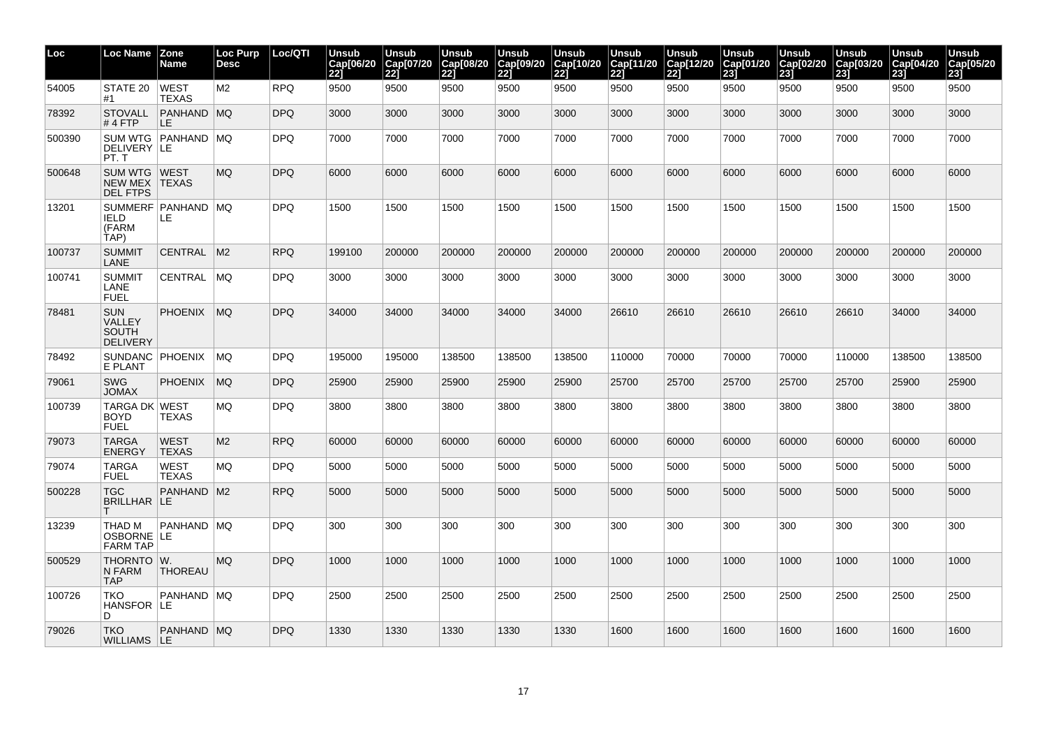| Loc | Loc Name | Zone Name | Loc Purp Desc | Loc/QTI | Unsub Cap[06/2022] | Unsub Cap[07/2022] | Unsub Cap[08/2022] | Unsub Cap[09/2022] | Unsub Cap[10/2022] | Unsub Cap[11/2022] | Unsub Cap[12/2022] | Unsub Cap[01/2023] | Unsub Cap[02/2023] | Unsub Cap[03/2023] | Unsub Cap[04/2023] | Unsub Cap[05/2023] |
|---|---|---|---|---|---|---|---|---|---|---|---|---|---|---|---|---|
| 54005 | STATE 20 #1 | WEST TEXAS | M2 | RPQ | 9500 | 9500 | 9500 | 9500 | 9500 | 9500 | 9500 | 9500 | 9500 | 9500 | 9500 | 9500 |
| 78392 | STOVALL # 4 FTP | PANHANDLE | MQ | DPQ | 3000 | 3000 | 3000 | 3000 | 3000 | 3000 | 3000 | 3000 | 3000 | 3000 | 3000 | 3000 |
| 500390 | SUM WTG DELIVERY PT. T | PANHANDLE | MQ | DPQ | 7000 | 7000 | 7000 | 7000 | 7000 | 7000 | 7000 | 7000 | 7000 | 7000 | 7000 | 7000 |
| 500648 | SUM WTG NEW MEX DEL FTPS | WEST TEXAS | MQ | DPQ | 6000 | 6000 | 6000 | 6000 | 6000 | 6000 | 6000 | 6000 | 6000 | 6000 | 6000 | 6000 |
| 13201 | SUMMERFIELD (FARM TAP) | PANHANDLE | MQ | DPQ | 1500 | 1500 | 1500 | 1500 | 1500 | 1500 | 1500 | 1500 | 1500 | 1500 | 1500 | 1500 |
| 100737 | SUMMIT LANE | CENTRAL | M2 | RPQ | 199100 | 200000 | 200000 | 200000 | 200000 | 200000 | 200000 | 200000 | 200000 | 200000 | 200000 | 200000 |
| 100741 | SUMMIT LANE FUEL | CENTRAL | MQ | DPQ | 3000 | 3000 | 3000 | 3000 | 3000 | 3000 | 3000 | 3000 | 3000 | 3000 | 3000 | 3000 |
| 78481 | SUN VALLEY SOUTH DELIVERY | PHOENIX | MQ | DPQ | 34000 | 34000 | 34000 | 34000 | 34000 | 26610 | 26610 | 26610 | 26610 | 26610 | 34000 | 34000 |
| 78492 | SUNDANCE PLANT | PHOENIX | MQ | DPQ | 195000 | 195000 | 138500 | 138500 | 138500 | 110000 | 70000 | 70000 | 70000 | 110000 | 138500 | 138500 |
| 79061 | SWG JOMAX | PHOENIX | MQ | DPQ | 25900 | 25900 | 25900 | 25900 | 25900 | 25700 | 25700 | 25700 | 25700 | 25700 | 25900 | 25900 |
| 100739 | TARGA DK BOYD FUEL | WEST TEXAS | MQ | DPQ | 3800 | 3800 | 3800 | 3800 | 3800 | 3800 | 3800 | 3800 | 3800 | 3800 | 3800 | 3800 |
| 79073 | TARGA ENERGY | WEST TEXAS | M2 | RPQ | 60000 | 60000 | 60000 | 60000 | 60000 | 60000 | 60000 | 60000 | 60000 | 60000 | 60000 | 60000 |
| 79074 | TARGA FUEL | WEST TEXAS | MQ | DPQ | 5000 | 5000 | 5000 | 5000 | 5000 | 5000 | 5000 | 5000 | 5000 | 5000 | 5000 | 5000 |
| 500228 | TGC BRILLHART | PANHANDLE | M2 | RPQ | 5000 | 5000 | 5000 | 5000 | 5000 | 5000 | 5000 | 5000 | 5000 | 5000 | 5000 | 5000 |
| 13239 | THAD M OSBORNE FARM TAP | PANHANDLE | MQ | DPQ | 300 | 300 | 300 | 300 | 300 | 300 | 300 | 300 | 300 | 300 | 300 | 300 |
| 500529 | THORNTON FARM TAP | W. THOREAU | MQ | DPQ | 1000 | 1000 | 1000 | 1000 | 1000 | 1000 | 1000 | 1000 | 1000 | 1000 | 1000 | 1000 |
| 100726 | TKO HANSFORD | PANHANDLE | MQ | DPQ | 2500 | 2500 | 2500 | 2500 | 2500 | 2500 | 2500 | 2500 | 2500 | 2500 | 2500 | 2500 |
| 79026 | TKO WILLIAMS | PANHANDLE | MQ | DPQ | 1330 | 1330 | 1330 | 1330 | 1330 | 1600 | 1600 | 1600 | 1600 | 1600 | 1600 | 1600 |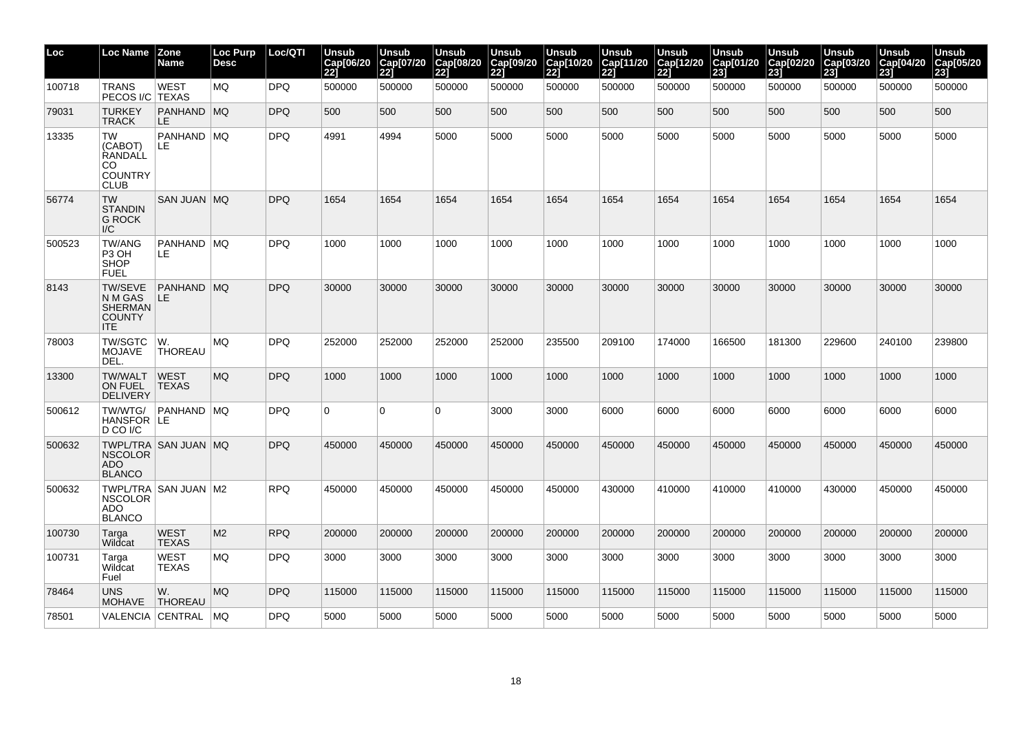| Loc | Loc Name | Zone Name | Loc Purp Desc | Loc/QTI | Unsub Cap[06/2022] | Unsub Cap[07/2022] | Unsub Cap[08/2022] | Unsub Cap[09/2022] | Unsub Cap[10/2022] | Unsub Cap[11/2022] | Unsub Cap[12/2022] | Unsub Cap[01/2023] | Unsub Cap[02/2023] | Unsub Cap[03/2023] | Unsub Cap[04/2023] | Unsub Cap[05/2023] |
|---|---|---|---|---|---|---|---|---|---|---|---|---|---|---|---|---|
| 100718 | TRANS PECOS I/C | WEST TEXAS | MQ | DPQ | 500000 | 500000 | 500000 | 500000 | 500000 | 500000 | 500000 | 500000 | 500000 | 500000 | 500000 | 500000 |
| 79031 | TURKEY TRACK | PANHANDLE | MQ | DPQ | 500 | 500 | 500 | 500 | 500 | 500 | 500 | 500 | 500 | 500 | 500 | 500 |
| 13335 | TW (CABOT) RANDALL CO COUNTRY CLUB | PANHANDLE | MQ | DPQ | 4991 | 4994 | 5000 | 5000 | 5000 | 5000 | 5000 | 5000 | 5000 | 5000 | 5000 | 5000 |
| 56774 | TW STANDING ROCK I/C | SAN JUAN | MQ | DPQ | 1654 | 1654 | 1654 | 1654 | 1654 | 1654 | 1654 | 1654 | 1654 | 1654 | 1654 | 1654 |
| 500523 | TW/ANG P3 OH SHOP FUEL | PANHANDLE | MQ | DPQ | 1000 | 1000 | 1000 | 1000 | 1000 | 1000 | 1000 | 1000 | 1000 | 1000 | 1000 | 1000 |
| 8143 | TW/SEVEN M GAS SHERMAN COUNTY ITE | PANHANDLE | MQ | DPQ | 30000 | 30000 | 30000 | 30000 | 30000 | 30000 | 30000 | 30000 | 30000 | 30000 | 30000 | 30000 |
| 78003 | TW/SGTC MOJAVE DEL. | W. THOREAU | MQ | DPQ | 252000 | 252000 | 252000 | 252000 | 235500 | 209100 | 174000 | 166500 | 181300 | 229600 | 240100 | 239800 |
| 13300 | TW/WALTON FUEL DELIVERY | WEST TEXAS | MQ | DPQ | 1000 | 1000 | 1000 | 1000 | 1000 | 1000 | 1000 | 1000 | 1000 | 1000 | 1000 | 1000 |
| 500612 | TW/WTG/HANSFORD CO I/C | PANHANDLE | MQ | DPQ | 0 | 0 | 0 | 3000 | 3000 | 6000 | 6000 | 6000 | 6000 | 6000 | 6000 | 6000 |
| 500632 | TWPL/TRANSCOLORADO BLANCO | SAN JUAN | MQ | DPQ | 450000 | 450000 | 450000 | 450000 | 450000 | 450000 | 450000 | 450000 | 450000 | 450000 | 450000 | 450000 |
| 500632 | TWPL/TRANSCOLORADO BLANCO | SAN JUAN | M2 | RPQ | 450000 | 450000 | 450000 | 450000 | 450000 | 430000 | 410000 | 410000 | 410000 | 430000 | 450000 | 450000 |
| 100730 | Targa Wildcat | WEST TEXAS | M2 | RPQ | 200000 | 200000 | 200000 | 200000 | 200000 | 200000 | 200000 | 200000 | 200000 | 200000 | 200000 | 200000 |
| 100731 | Targa Wildcat Fuel | WEST TEXAS | MQ | DPQ | 3000 | 3000 | 3000 | 3000 | 3000 | 3000 | 3000 | 3000 | 3000 | 3000 | 3000 | 3000 |
| 78464 | UNS MOHAVE | W. THOREAU | MQ | DPQ | 115000 | 115000 | 115000 | 115000 | 115000 | 115000 | 115000 | 115000 | 115000 | 115000 | 115000 | 115000 |
| 78501 | VALENCIA | CENTRAL | MQ | DPQ | 5000 | 5000 | 5000 | 5000 | 5000 | 5000 | 5000 | 5000 | 5000 | 5000 | 5000 | 5000 |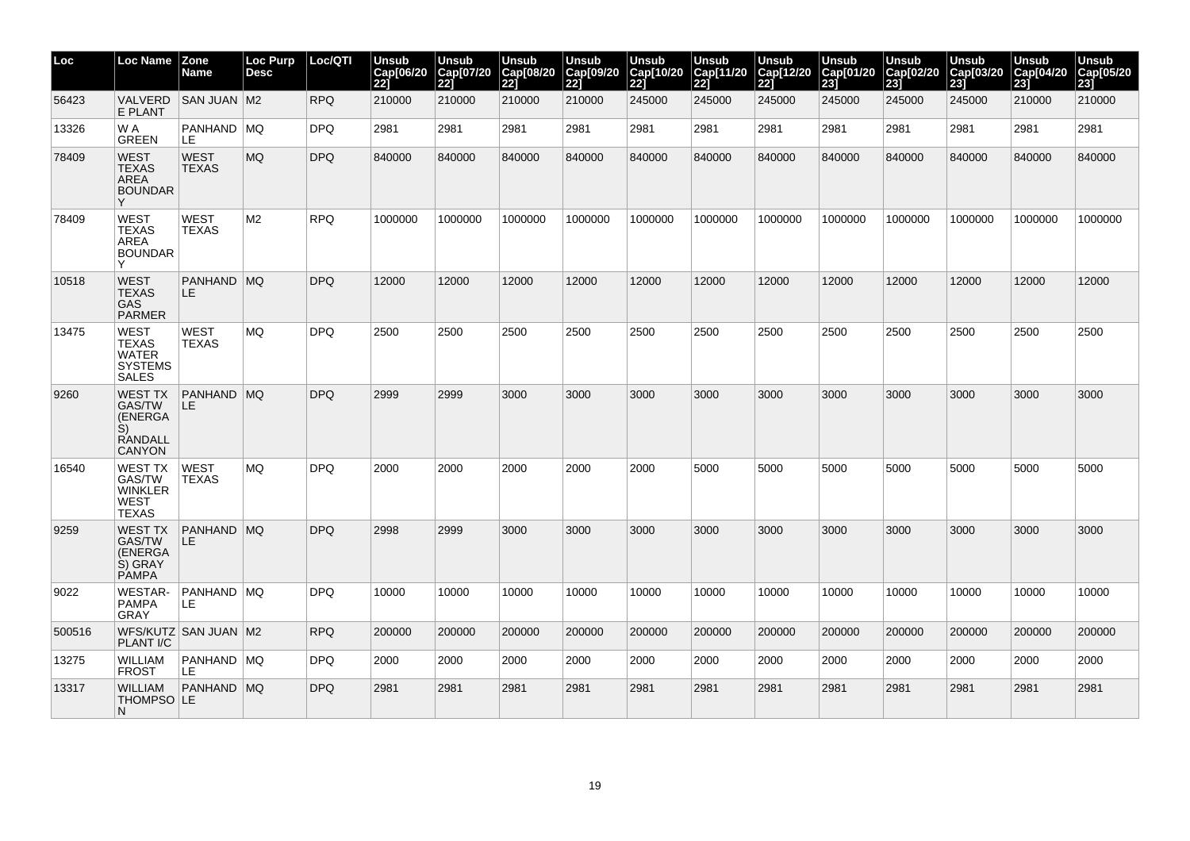| Loc | Loc Name | Zone Name | Loc Purp Desc | Loc/QTI | Unsub Cap[06/2022] | Unsub Cap[07/2022] | Unsub Cap[08/2022] | Unsub Cap[09/2022] | Unsub Cap[10/2022] | Unsub Cap[11/2022] | Unsub Cap[12/2022] | Unsub Cap[01/2023] | Unsub Cap[02/2023] | Unsub Cap[03/2023] | Unsub Cap[04/2023] | Unsub Cap[05/2023] |
|---|---|---|---|---|---|---|---|---|---|---|---|---|---|---|---|---|
| 56423 | VALVERDE PLANT | SAN JUAN | M2 | RPQ | 210000 | 210000 | 210000 | 210000 | 245000 | 245000 | 245000 | 245000 | 245000 | 245000 | 210000 | 210000 |
| 13326 | W A GREEN | PANHANDLE | MQ | DPQ | 2981 | 2981 | 2981 | 2981 | 2981 | 2981 | 2981 | 2981 | 2981 | 2981 | 2981 | 2981 |
| 78409 | WEST TEXAS AREA BOUNDARY | WEST TEXAS | MQ | DPQ | 840000 | 840000 | 840000 | 840000 | 840000 | 840000 | 840000 | 840000 | 840000 | 840000 | 840000 | 840000 |
| 78409 | WEST TEXAS AREA BOUNDARY | WEST TEXAS | M2 | RPQ | 1000000 | 1000000 | 1000000 | 1000000 | 1000000 | 1000000 | 1000000 | 1000000 | 1000000 | 1000000 | 1000000 | 1000000 |
| 10518 | WEST TEXAS GAS PARMER | PANHANDLE | MQ | DPQ | 12000 | 12000 | 12000 | 12000 | 12000 | 12000 | 12000 | 12000 | 12000 | 12000 | 12000 | 12000 |
| 13475 | WEST TEXAS WATER SYSTEMS SALES | WEST TEXAS | MQ | DPQ | 2500 | 2500 | 2500 | 2500 | 2500 | 2500 | 2500 | 2500 | 2500 | 2500 | 2500 | 2500 |
| 9260 | WEST TX GAS/TW (ENERGAS) RANDALL CANYON | PANHANDLE | MQ | DPQ | 2999 | 2999 | 3000 | 3000 | 3000 | 3000 | 3000 | 3000 | 3000 | 3000 | 3000 | 3000 |
| 16540 | WEST TX GAS/TW WINKLER WEST TEXAS | WEST TEXAS | MQ | DPQ | 2000 | 2000 | 2000 | 2000 | 2000 | 5000 | 5000 | 5000 | 5000 | 5000 | 5000 | 5000 |
| 9259 | WEST TX GAS/TW (ENERGAS) GRAY PAMPA | PANHANDLE | MQ | DPQ | 2998 | 2999 | 3000 | 3000 | 3000 | 3000 | 3000 | 3000 | 3000 | 3000 | 3000 | 3000 |
| 9022 | WESTAR-PAMPA GRAY | PANHANDLE | MQ | DPQ | 10000 | 10000 | 10000 | 10000 | 10000 | 10000 | 10000 | 10000 | 10000 | 10000 | 10000 | 10000 |
| 500516 | WFS/KUTZ PLANT I/C | SAN JUAN | M2 | RPQ | 200000 | 200000 | 200000 | 200000 | 200000 | 200000 | 200000 | 200000 | 200000 | 200000 | 200000 | 200000 |
| 13275 | WILLIAM FROST | PANHANDLE | MQ | DPQ | 2000 | 2000 | 2000 | 2000 | 2000 | 2000 | 2000 | 2000 | 2000 | 2000 | 2000 | 2000 |
| 13317 | WILLIAM THOMPSON | PANHANDLE | MQ | DPQ | 2981 | 2981 | 2981 | 2981 | 2981 | 2981 | 2981 | 2981 | 2981 | 2981 | 2981 | 2981 |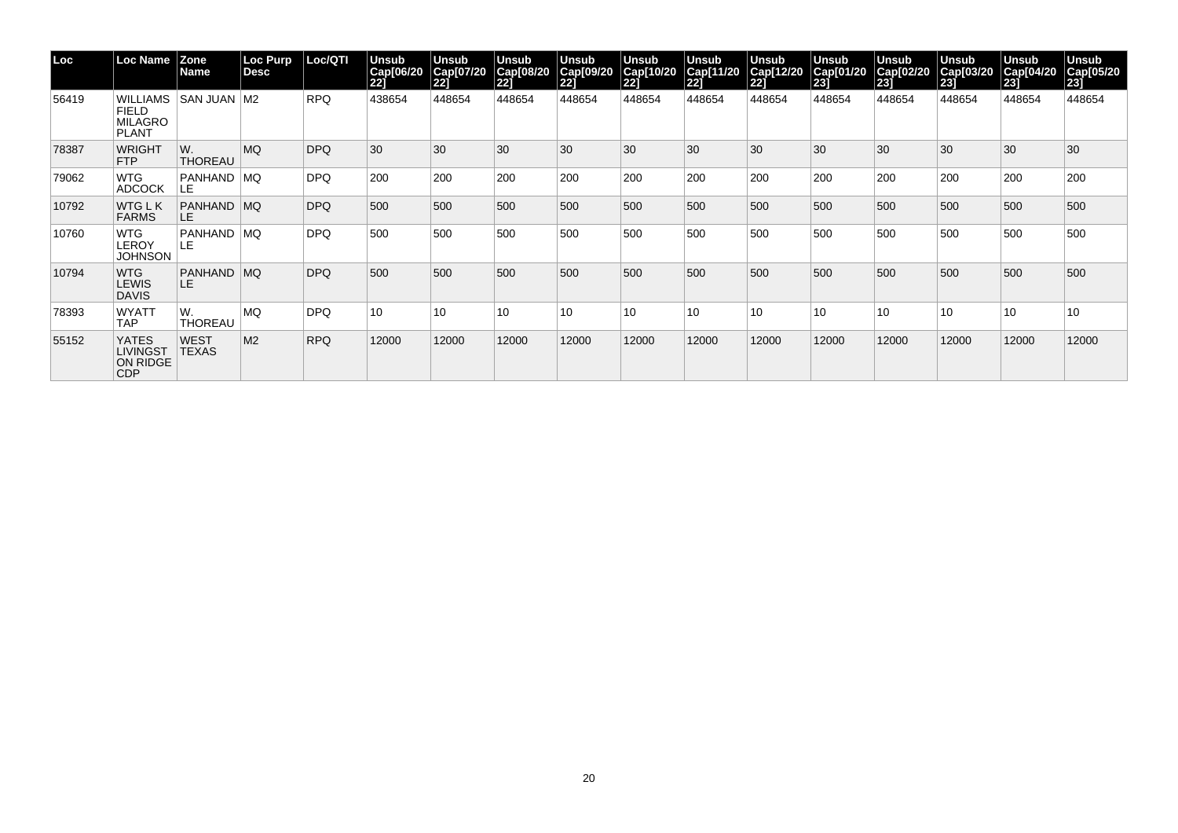| Loc | Loc Name | Zone Name | Loc Purp Desc | Loc/QTI | Unsub Cap[06/2022] | Unsub Cap[07/2022] | Unsub Cap[08/2022] | Unsub Cap[09/2022] | Unsub Cap[10/2022] | Unsub Cap[11/2022] | Unsub Cap[12/2022] | Unsub Cap[01/2023] | Unsub Cap[02/2023] | Unsub Cap[03/2023] | Unsub Cap[04/2023] | Unsub Cap[05/2023] |
|---|---|---|---|---|---|---|---|---|---|---|---|---|---|---|---|---|
| 56419 | WILLIAMS FIELD MILAGRO PLANT | SAN JUAN | M2 | RPQ | 438654 | 448654 | 448654 | 448654 | 448654 | 448654 | 448654 | 448654 | 448654 | 448654 | 448654 | 448654 |
| 78387 | WRIGHT FTP | W. THOREAU | MQ | DPQ | 30 | 30 | 30 | 30 | 30 | 30 | 30 | 30 | 30 | 30 | 30 | 30 |
| 79062 | WTG ADCOCK | PANHANDLE | MQ | DPQ | 200 | 200 | 200 | 200 | 200 | 200 | 200 | 200 | 200 | 200 | 200 | 200 |
| 10792 | WTG L K FARMS | PANHANDLE | MQ | DPQ | 500 | 500 | 500 | 500 | 500 | 500 | 500 | 500 | 500 | 500 | 500 | 500 |
| 10760 | WTG LEROY JOHNSON | PANHANDLE | MQ | DPQ | 500 | 500 | 500 | 500 | 500 | 500 | 500 | 500 | 500 | 500 | 500 | 500 |
| 10794 | WTG LEWIS DAVIS | PANHANDLE | MQ | DPQ | 500 | 500 | 500 | 500 | 500 | 500 | 500 | 500 | 500 | 500 | 500 | 500 |
| 78393 | WYATT TAP | W. THOREAU | MQ | DPQ | 10 | 10 | 10 | 10 | 10 | 10 | 10 | 10 | 10 | 10 | 10 | 10 |
| 55152 | YATES LIVINGSTON RIDGE CDP | WEST TEXAS | M2 | RPQ | 12000 | 12000 | 12000 | 12000 | 12000 | 12000 | 12000 | 12000 | 12000 | 12000 | 12000 | 12000 |